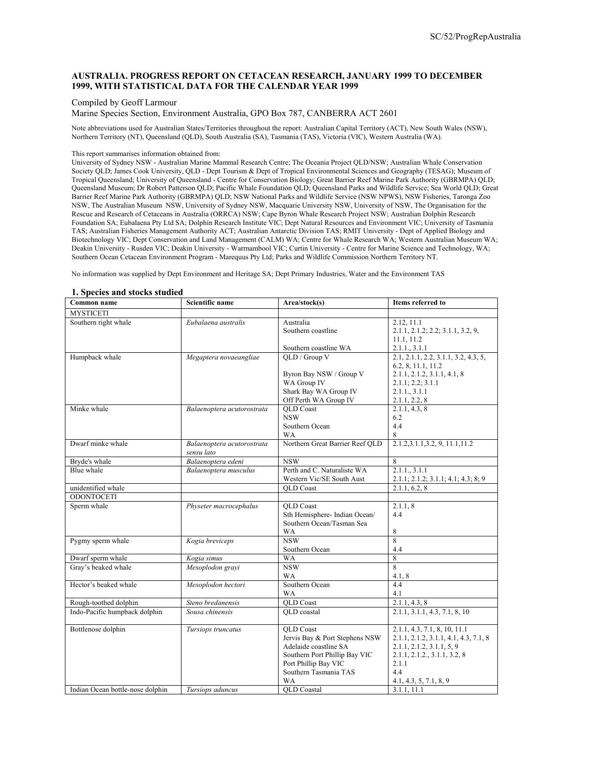# AUSTRALIA. PROGRESS REPORT ON CETACEAN RESEARCH, JANUARY 1999 TO DECEMBER 1999, WITH STATISTICAL DATA FOR THE CALENDAR YEAR 1999

Compiled by Geoff Larmour

Marine Species Section, Environment Australia, GPO Box 787, CANBERRA ACT 2601

Note abbreviations used for Australian States/Territories throughout the report: Australian Capital Territory (ACT), New South Wales (NSW), Northern Territory (NT), Queensland (QLD), South Australia (SA), Tasmania (TAS), Victoria (VIC), Western Australia (WA).

This report summarises information obtained from:
University of Sydney NSW - Australian Marine Mammal Research Centre; The Oceania Project QLD/NSW; Australian Whale Conservation Society QLD; James Cook University, QLD - Dept Tourism & Dept of Tropical Environmental Sciences and Geography (TESAG); Museum of Tropical Queensland; University of Queensland - Centre for Conservation Biology; Great Barrier Reef Marine Park Authority (GBRMPA) QLD; Queensland Museum; Dr Robert Patterson QLD; Pacific Whale Foundation QLD; Queensland Parks and Wildlife Service; Sea World QLD; Great Barrier Reef Marine Park Authority (GBRMPA) QLD; NSW National Parks and Wildlife Service (NSW NPWS), NSW Fisheries, Taronga Zoo NSW, The Australian Museum NSW, University of Sydney NSW, Macquarie University NSW, University of NSW, The Organisation for the Rescue and Research of Cetaceans in Australia (ORRCA) NSW; Cape Byron Whale Research Project NSW; Australian Dolphin Research Foundation SA; Eubalaena Pty Ltd SA; Dolphin Research Institute VIC; Dept Natural Resources and Environment VIC; University of Tasmania TAS; Australian Fisheries Management Authority ACT; Australian Antarctic Division TAS; RMIT University - Dept of Applied Biology and Biotechnology VIC; Dept Conservation and Land Management (CALM) WA; Centre for Whale Research WA; Western Australian Museum WA; Deakin University - Rusden VIC; Deakin University - Warrnambool VIC; Curtin University - Centre for Marine Science and Technology, WA; Southern Ocean Cetacean Environment Program - Marequus Pty Ltd; Parks and Wildlife Commission Northern Territory NT.

No information was supplied by Dept Environment and Heritage SA; Dept Primary Industries, Water and the Environment TAS

## 1. Species and stocks studied

| Common name | Scientific name | Area/stock(s) | Items referred to |
|---|---|---|---|
| MYSTICETI | | | |
| Southern right whale | *Eubalaena australis* | Australia | 2.12, 11.1 |
| | | Southern coastline | 2.1.1, 2.1.2; 2.2; 3.1.1, 3.2, 9, 11.1, 11.2 |
| | | Southern coastline WA | 2.1.1., 3.1.1 |
| Humpback whale | *Megaptera novaeangliae* | QLD / Group V | 2.1, 2.1.1, 2.2, 3.1.1, 3.2, 4.3, 5, 6.2, 8, 11.1, 11.2 |
| | | Byron Bay NSW / Group V | 2.1.1, 2.1.2, 3.1.1, 4.1, 8 |
| | | WA Group IV | 2.1.1; 2.2; 3.1.1 |
| | | Shark Bay WA Group IV | 2.1.1., 3.1.1 |
| | | Off Perth WA Group IV | 2.1.1, 2.2, 8 |
| Minke whale | *Balaenoptera acutorostrata* | QLD Coast | 2.1.1, 4.3, 8 |
| | | NSW | 6.2 |
| | | Southern Ocean | 4.4 |
| | | WA | 8 |
| Dwarf minke whale | *Balaenoptera acutorostrata sensu lato* | Northern Great Barrier Reef QLD | 2.1.2,3.1.1,3.2, 9, 11.1,11.2 |
| Bryde's whale | *Balaenoptera edeni* | NSW | 8 |
| Blue whale | *Balaenoptera musculus* | Perth and C. Naturaliste WA | 2.1.1., 3.1.1 |
| | | Western Vic/SE South Aust | 2.1.1; 2.1.2; 3.1.1; 4.1; 4.3; 8; 9 |
| unidentified whale | | QLD Coast | 2.1.1, 6.2, 8 |
| ODONTOCETI | | | |
| Sperm whale | *Physeter macrocephalus* | QLD Coast | 2.1.1, 8 |
| | | Sth Hemisphere- Indian Ocean/ Southern Ocean/Tasman Sea | 4.4 |
| | | WA | 8 |
| Pygmy sperm whale | *Kogia breviceps* | NSW | 8 |
| | | Southern Ocean | 4.4 |
| Dwarf sperm whale | *Kogia simus* | WA | 8 |
| Gray's beaked whale | *Mesoplodon grayi* | NSW | 8 |
| | | WA | 4.1, 8 |
| Hector's beaked whale | *Mesoplodon hectori* | Southern Ocean | 4.4 |
| | | WA | 4.1 |
| Rough-toothed dolphin | *Steno bredanensis* | QLD Coast | 2.1.1, 4.3, 8 |
| Indo-Pacific humpback dolphin | *Sousa chinensis* | QLD coastal | 2.1.1, 3.1.1, 4.3, 7.1, 8, 10 |
| Bottlenose dolphin | *Tursiops truncatus* | QLD Coast | 2.1.1, 4.3, 7.1, 8, 10, 11.1 |
| | | Jervis Bay & Port Stephens NSW | 2.1.1, 2.1.2, 3.1.1, 4.1, 4.3, 7.1, 8 |
| | | Adelaide coastline SA | 2.1.1, 2.1.2, 3.1.1, 5, 9 |
| | | Southern Port Phillip Bay VIC | 2.1.1, 2.1.2., 3.1.1, 3.2, 8 |
| | | Port Phillip Bay VIC | 2.1.1 |
| | | Southern Tasmania TAS | 4.4 |
| | | WA | 4.1, 4.3, 5, 7.1, 8, 9 |
| Indian Ocean bottle-nose dolphin | *Tursiops aduncus* | QLD Coastal | 3.1.1, 11.1 |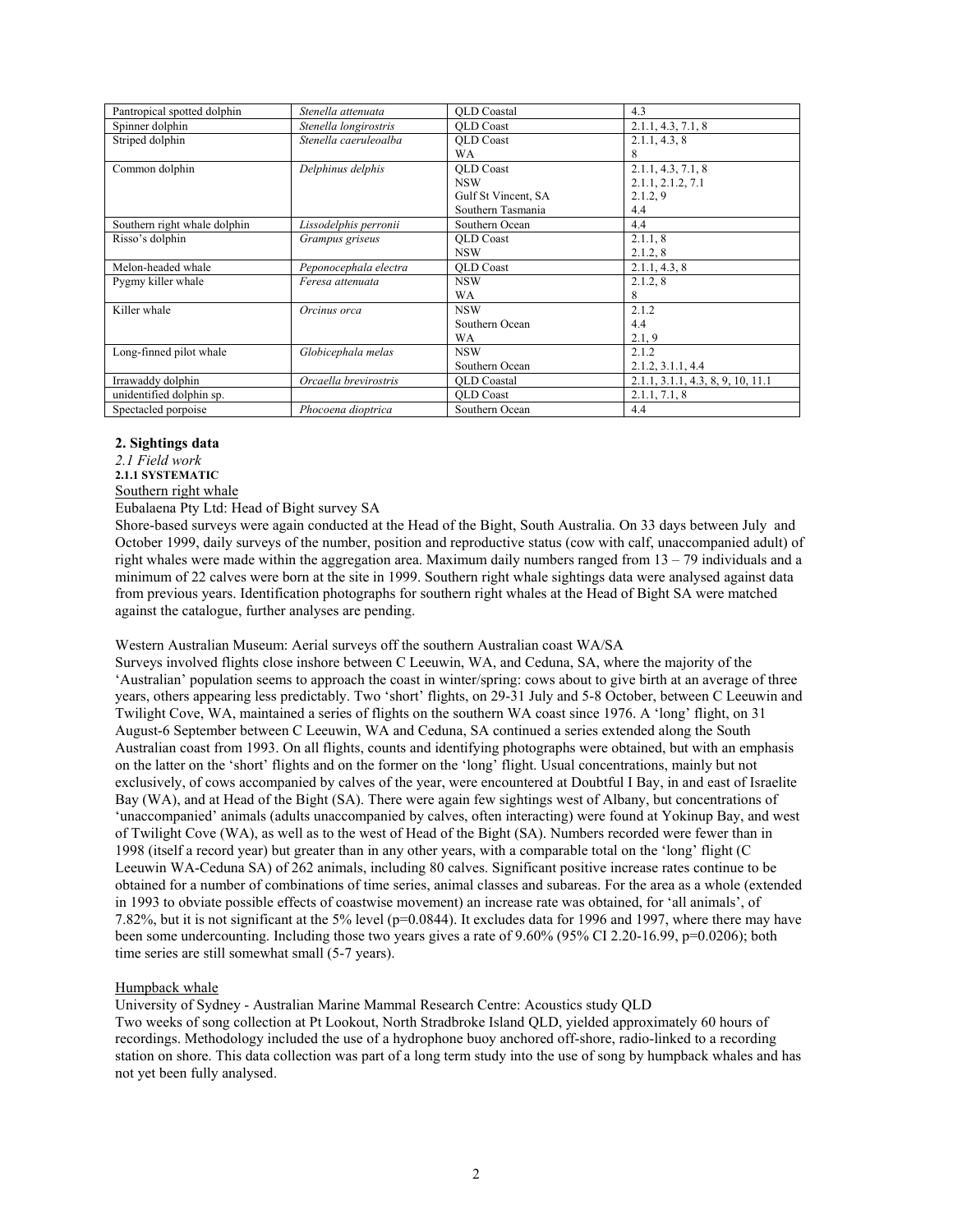| Pantropical spotted dolphin | *Stenella attenuata* | QLD Coastal | 4.3 |
|---|---|---|---|
| Spinner dolphin | *Stenella longirostris* | QLD Coast | 2.1.1, 4.3, 7.1, 8 |
| Striped dolphin | *Stenella caeruleoalba* | QLD Coast<br>WA | 2.1.1, 4.3, 8<br>8 |
| Common dolphin | *Delphinus delphis* | QLD Coast<br>NSW<br>Gulf St Vincent, SA<br>Southern Tasmania | 2.1.1, 4.3, 7.1, 8<br>2.1.1, 2.1.2, 7.1<br>2.1.2, 9<br>4.4 |
| Southern right whale dolphin | *Lissodelphis perronii* | Southern Ocean | 4.4 |
| Risso's dolphin | *Grampus griseus* | QLD Coast<br>NSW | 2.1.1, 8<br>2.1.2, 8 |
| Melon-headed whale | *Peponocephala electra* | QLD Coast | 2.1.1, 4.3, 8 |
| Pygmy killer whale | *Feresa attenuata* | NSW<br>WA | 2.1.2, 8<br>8 |
| Killer whale | *Orcinus orca* | NSW<br>Southern Ocean<br>WA | 2.1.2<br>4.4<br>2.1, 9 |
| Long-finned pilot whale | *Globicephala melas* | NSW<br>Southern Ocean | 2.1.2<br>2.1.2, 3.1.1, 4.4 |
| Irrawaddy dolphin | *Orcaella brevirostris* | QLD Coastal | 2.1.1, 3.1.1, 4.3, 8, 9, 10, 11.1 |
| unidentified dolphin sp. | | QLD Coast | 2.1.1, 7.1, 8 |
| Spectacled porpoise | *Phocoena dioptrica* | Southern Ocean | 4.4 |

## 2. Sightings data

### *2.1 Field work*

#### 2.1.1 SYSTEMATIC

Southern right whale

Eubalaena Pty Ltd: Head of Bight survey SA

Shore-based surveys were again conducted at the Head of the Bight, South Australia. On 33 days between July and October 1999, daily surveys of the number, position and reproductive status (cow with calf, unaccompanied adult) of right whales were made within the aggregation area. Maximum daily numbers ranged from 13 – 79 individuals and a minimum of 22 calves were born at the site in 1999. Southern right whale sightings data were analysed against data from previous years. Identification photographs for southern right whales at the Head of Bight SA were matched against the catalogue, further analyses are pending.

Western Australian Museum: Aerial surveys off the southern Australian coast WA/SA

Surveys involved flights close inshore between C Leeuwin, WA, and Ceduna, SA, where the majority of the 'Australian' population seems to approach the coast in winter/spring: cows about to give birth at an average of three years, others appearing less predictably. Two 'short' flights, on 29-31 July and 5-8 October, between C Leeuwin and Twilight Cove, WA, maintained a series of flights on the southern WA coast since 1976. A 'long' flight, on 31 August-6 September between C Leeuwin, WA and Ceduna, SA continued a series extended along the South Australian coast from 1993. On all flights, counts and identifying photographs were obtained, but with an emphasis on the latter on the 'short' flights and on the former on the 'long' flight. Usual concentrations, mainly but not exclusively, of cows accompanied by calves of the year, were encountered at Doubtful I Bay, in and east of Israelite Bay (WA), and at Head of the Bight (SA). There were again few sightings west of Albany, but concentrations of 'unaccompanied' animals (adults unaccompanied by calves, often interacting) were found at Yokinup Bay, and west of Twilight Cove (WA), as well as to the west of Head of the Bight (SA). Numbers recorded were fewer than in 1998 (itself a record year) but greater than in any other years, with a comparable total on the 'long' flight (C Leeuwin WA-Ceduna SA) of 262 animals, including 80 calves. Significant positive increase rates continue to be obtained for a number of combinations of time series, animal classes and subareas. For the area as a whole (extended in 1993 to obviate possible effects of coastwise movement) an increase rate was obtained, for 'all animals', of 7.82%, but it is not significant at the 5% level ($p=0.0844$). It excludes data for 1996 and 1997, where there may have been some undercounting. Including those two years gives a rate of 9.60% (95% CI 2.20-16.99, $p=0.0206$); both time series are still somewhat small (5-7 years).

Humpback whale

University of Sydney - Australian Marine Mammal Research Centre: Acoustics study QLD

Two weeks of song collection at Pt Lookout, North Stradbroke Island QLD, yielded approximately 60 hours of recordings. Methodology included the use of a hydrophone buoy anchored off-shore, radio-linked to a recording station on shore. This data collection was part of a long term study into the use of song by humpback whales and has not yet been fully analysed.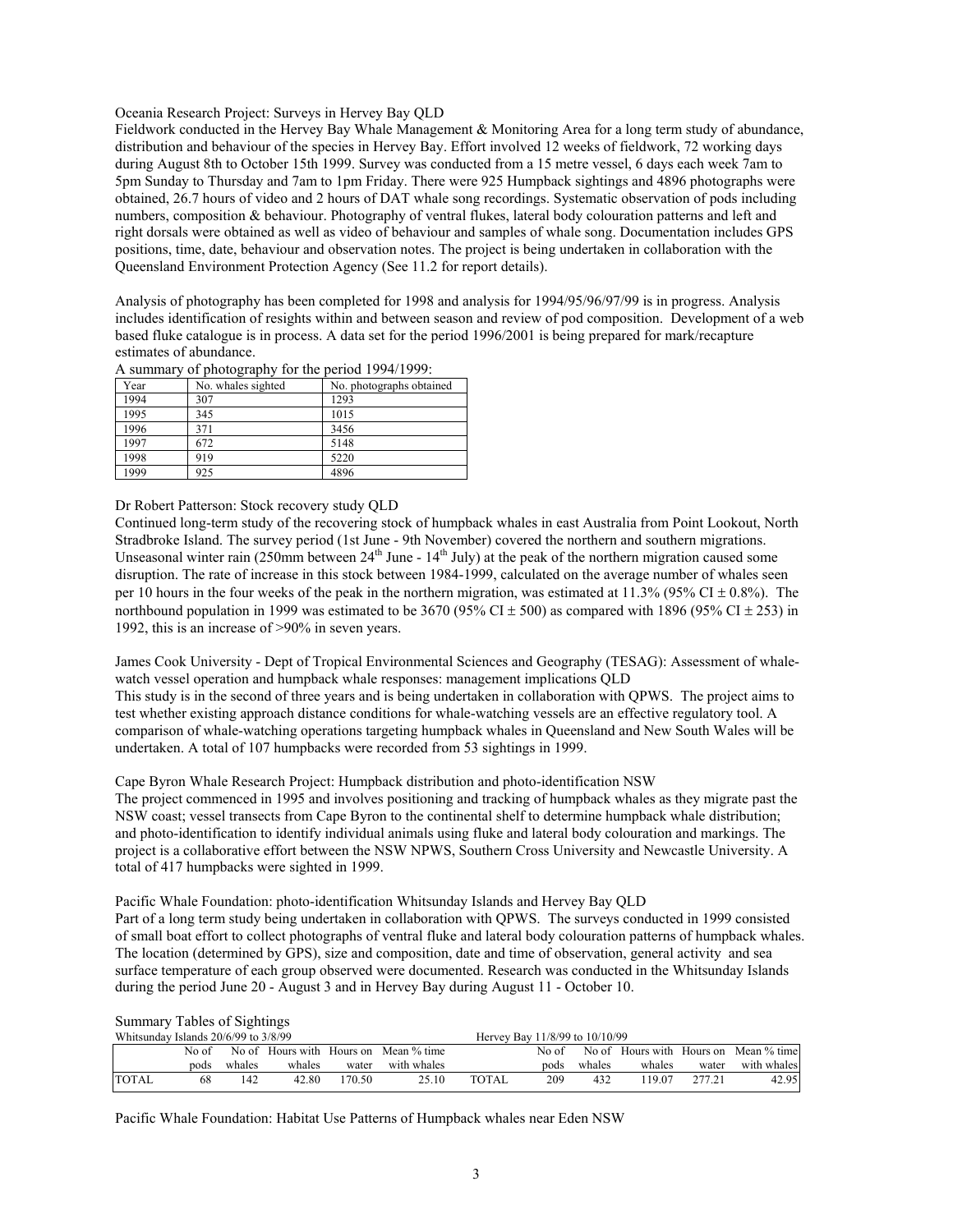Oceania Research Project: Surveys in Hervey Bay QLD

Fieldwork conducted in the Hervey Bay Whale Management & Monitoring Area for a long term study of abundance, distribution and behaviour of the species in Hervey Bay. Effort involved 12 weeks of fieldwork, 72 working days during August 8th to October 15th 1999. Survey was conducted from a 15 metre vessel, 6 days each week 7am to 5pm Sunday to Thursday and 7am to 1pm Friday. There were 925 Humpback sightings and 4896 photographs were obtained, 26.7 hours of video and 2 hours of DAT whale song recordings. Systematic observation of pods including numbers, composition & behaviour. Photography of ventral flukes, lateral body colouration patterns and left and right dorsals were obtained as well as video of behaviour and samples of whale song. Documentation includes GPS positions, time, date, behaviour and observation notes. The project is being undertaken in collaboration with the Queensland Environment Protection Agency (See 11.2 for report details).

Analysis of photography has been completed for 1998 and analysis for 1994/95/96/97/99 is in progress. Analysis includes identification of resights within and between season and review of pod composition. Development of a web based fluke catalogue is in process. A data set for the period 1996/2001 is being prepared for mark/recapture estimates of abundance.

A summary of photography for the period 1994/1999:

| Year | No. whales sighted | No. photographs obtained |
|---|---|---|
| 1994 | 307 | 1293 |
| 1995 | 345 | 1015 |
| 1996 | 371 | 3456 |
| 1997 | 672 | 5148 |
| 1998 | 919 | 5220 |
| 1999 | 925 | 4896 |

Dr Robert Patterson: Stock recovery study QLD

Continued long-term study of the recovering stock of humpback whales in east Australia from Point Lookout, North Stradbroke Island. The survey period (1st June - 9th November) covered the northern and southern migrations. Unseasonal winter rain (250mm between 24th June - 14th July) at the peak of the northern migration caused some disruption. The rate of increase in this stock between 1984-1999, calculated on the average number of whales seen per 10 hours in the four weeks of the peak in the northern migration, was estimated at 11.3% (95% CI ± 0.8%). The northbound population in 1999 was estimated to be 3670 (95% CI ± 500) as compared with 1896 (95% CI ± 253) in 1992, this is an increase of >90% in seven years.

James Cook University - Dept of Tropical Environmental Sciences and Geography (TESAG): Assessment of whale-watch vessel operation and humpback whale responses: management implications QLD

This study is in the second of three years and is being undertaken in collaboration with QPWS. The project aims to test whether existing approach distance conditions for whale-watching vessels are an effective regulatory tool. A comparison of whale-watching operations targeting humpback whales in Queensland and New South Wales will be undertaken. A total of 107 humpbacks were recorded from 53 sightings in 1999.

Cape Byron Whale Research Project: Humpback distribution and photo-identification NSW

The project commenced in 1995 and involves positioning and tracking of humpback whales as they migrate past the NSW coast; vessel transects from Cape Byron to the continental shelf to determine humpback whale distribution; and photo-identification to identify individual animals using fluke and lateral body colouration and markings. The project is a collaborative effort between the NSW NPWS, Southern Cross University and Newcastle University. A total of 417 humpbacks were sighted in 1999.

Pacific Whale Foundation: photo-identification Whitsunday Islands and Hervey Bay QLD

Part of a long term study being undertaken in collaboration with QPWS. The surveys conducted in 1999 consisted of small boat effort to collect photographs of ventral fluke and lateral body colouration patterns of humpback whales. The location (determined by GPS), size and composition, date and time of observation, general activity and sea surface temperature of each group observed were documented. Research was conducted in the Whitsunday Islands during the period June 20 - August 3 and in Hervey Bay during August 11 - October 10.

Summary Tables of Sightings

Whitsunday Islands 20/6/99 to 3/8/99

| | No of pods | No of whales | Hours with whales | Hours on water | Mean % time with whales |
|---|---|---|---|---|---|
| TOTAL | 68 | 142 | 42.80 | 170.50 | 25.10 |

Hervey Bay 11/8/99 to 10/10/99

| | No of pods | No of whales | Hours with whales | Hours on water | Mean % time with whales |
|---|---|---|---|---|---|
| TOTAL | 209 | 432 | 119.07 | 277.21 | 42.95 |

Pacific Whale Foundation: Habitat Use Patterns of Humpback whales near Eden NSW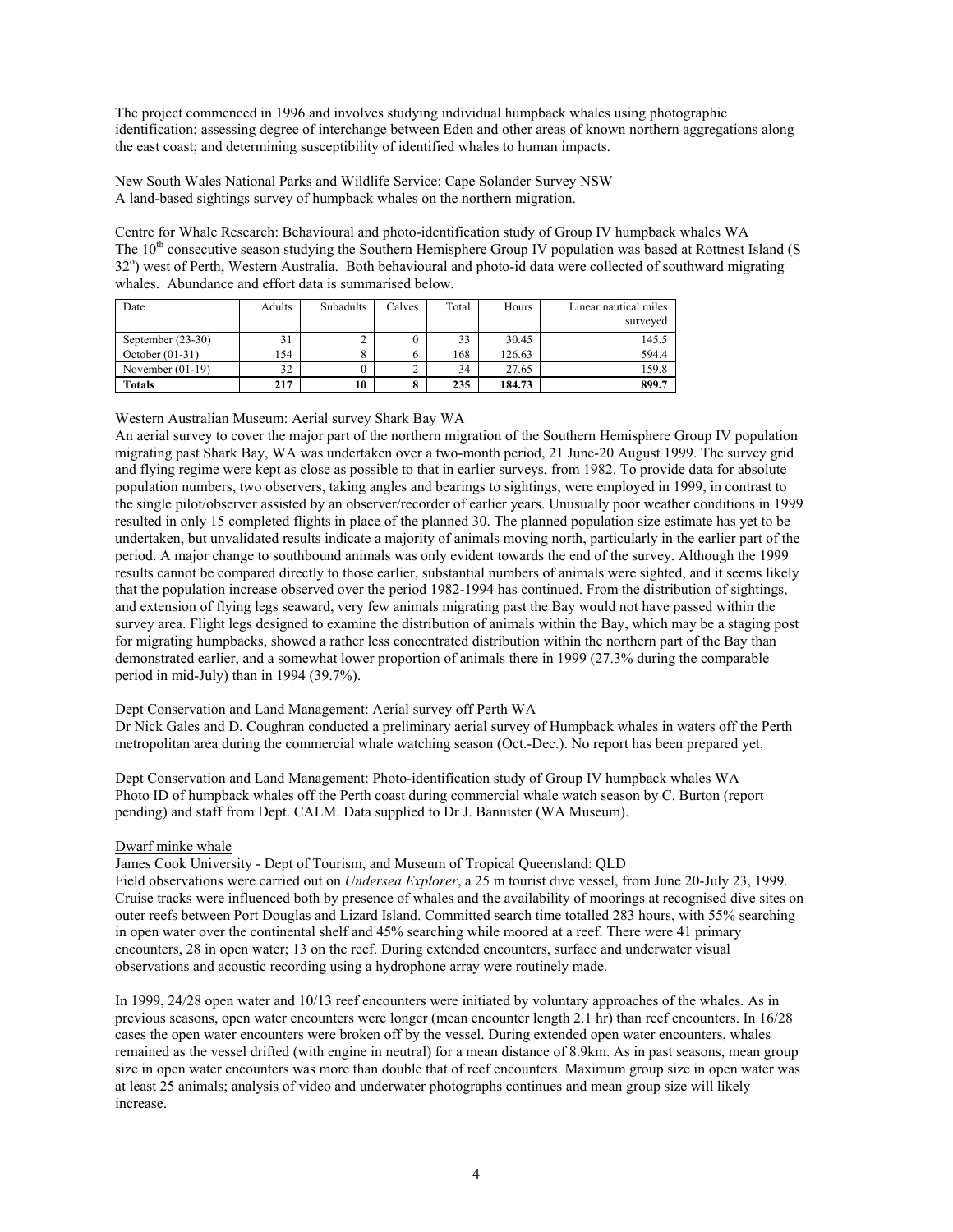The project commenced in 1996 and involves studying individual humpback whales using photographic identification; assessing degree of interchange between Eden and other areas of known northern aggregations along the east coast; and determining susceptibility of identified whales to human impacts.

New South Wales National Parks and Wildlife Service: Cape Solander Survey NSW
A land-based sightings survey of humpback whales on the northern migration.

Centre for Whale Research: Behavioural and photo-identification study of Group IV humpback whales WA
The 10th consecutive season studying the Southern Hemisphere Group IV population was based at Rottnest Island (S 32°) west of Perth, Western Australia. Both behavioural and photo-id data were collected of southward migrating whales. Abundance and effort data is summarised below.

| Date | Adults | Subadults | Calves | Total | Hours | Linear nautical miles surveyed |
|---|---|---|---|---|---|---|
| September (23-30) | 31 | 2 | 0 | 33 | 30.45 | 145.5 |
| October (01-31) | 154 | 8 | 6 | 168 | 126.63 | 594.4 |
| November (01-19) | 32 | 0 | 2 | 34 | 27.65 | 159.8 |
| **Totals** | **217** | **10** | **8** | **235** | **184.73** | **899.7** |

Western Australian Museum: Aerial survey Shark Bay WA
An aerial survey to cover the major part of the northern migration of the Southern Hemisphere Group IV population migrating past Shark Bay, WA was undertaken over a two-month period, 21 June-20 August 1999. The survey grid and flying regime were kept as close as possible to that in earlier surveys, from 1982. To provide data for absolute population numbers, two observers, taking angles and bearings to sightings, were employed in 1999, in contrast to the single pilot/observer assisted by an observer/recorder of earlier years. Unusually poor weather conditions in 1999 resulted in only 15 completed flights in place of the planned 30. The planned population size estimate has yet to be undertaken, but unvalidated results indicate a majority of animals moving north, particularly in the earlier part of the period. A major change to southbound animals was only evident towards the end of the survey. Although the 1999 results cannot be compared directly to those earlier, substantial numbers of animals were sighted, and it seems likely that the population increase observed over the period 1982-1994 has continued. From the distribution of sightings, and extension of flying legs seaward, very few animals migrating past the Bay would not have passed within the survey area. Flight legs designed to examine the distribution of animals within the Bay, which may be a staging post for migrating humpbacks, showed a rather less concentrated distribution within the northern part of the Bay than demonstrated earlier, and a somewhat lower proportion of animals there in 1999 (27.3% during the comparable period in mid-July) than in 1994 (39.7%).

Dept Conservation and Land Management: Aerial survey off Perth WA
Dr Nick Gales and D. Coughran conducted a preliminary aerial survey of Humpback whales in waters off the Perth metropolitan area during the commercial whale watching season (Oct.-Dec.). No report has been prepared yet.

Dept Conservation and Land Management: Photo-identification study of Group IV humpback whales WA
Photo ID of humpback whales off the Perth coast during commercial whale watch season by C. Burton (report pending) and staff from Dept. CALM. Data supplied to Dr J. Bannister (WA Museum).

Dwarf minke whale

James Cook University - Dept of Tourism, and Museum of Tropical Queensland: QLD
Field observations were carried out on *Undersea Explorer*, a 25 m tourist dive vessel, from June 20-July 23, 1999. Cruise tracks were influenced both by presence of whales and the availability of moorings at recognised dive sites on outer reefs between Port Douglas and Lizard Island. Committed search time totalled 283 hours, with 55% searching in open water over the continental shelf and 45% searching while moored at a reef. There were 41 primary encounters, 28 in open water; 13 on the reef. During extended encounters, surface and underwater visual observations and acoustic recording using a hydrophone array were routinely made.

In 1999, 24/28 open water and 10/13 reef encounters were initiated by voluntary approaches of the whales. As in previous seasons, open water encounters were longer (mean encounter length 2.1 hr) than reef encounters. In 16/28 cases the open water encounters were broken off by the vessel. During extended open water encounters, whales remained as the vessel drifted (with engine in neutral) for a mean distance of 8.9km. As in past seasons, mean group size in open water encounters was more than double that of reef encounters. Maximum group size in open water was at least 25 animals; analysis of video and underwater photographs continues and mean group size will likely increase.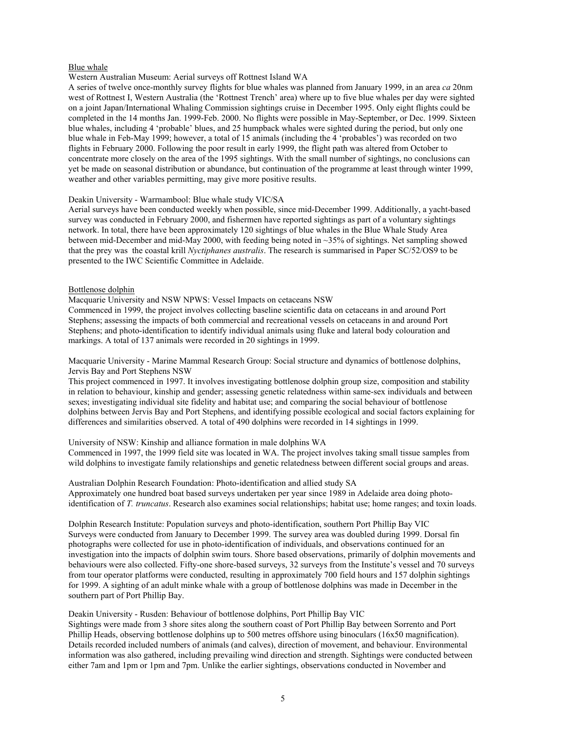Blue whale

Western Australian Museum: Aerial surveys off Rottnest Island WA

A series of twelve once-monthly survey flights for blue whales was planned from January 1999, in an area *ca* 20nm west of Rottnest I, Western Australia (the 'Rottnest Trench' area) where up to five blue whales per day were sighted on a joint Japan/International Whaling Commission sightings cruise in December 1995. Only eight flights could be completed in the 14 months Jan. 1999-Feb. 2000. No flights were possible in May-September, or Dec. 1999. Sixteen blue whales, including 4 'probable' blues, and 25 humpback whales were sighted during the period, but only one blue whale in Feb-May 1999; however, a total of 15 animals (including the 4 'probables') was recorded on two flights in February 2000. Following the poor result in early 1999, the flight path was altered from October to concentrate more closely on the area of the 1995 sightings. With the small number of sightings, no conclusions can yet be made on seasonal distribution or abundance, but continuation of the programme at least through winter 1999, weather and other variables permitting, may give more positive results.

Deakin University - Warrnambool: Blue whale study VIC/SA

Aerial surveys have been conducted weekly when possible, since mid-December 1999. Additionally, a yacht-based survey was conducted in February 2000, and fishermen have reported sightings as part of a voluntary sightings network. In total, there have been approximately 120 sightings of blue whales in the Blue Whale Study Area between mid-December and mid-May 2000, with feeding being noted in ~35% of sightings. Net sampling showed that the prey was the coastal krill *Nyctiphanes australis*. The research is summarised in Paper SC/52/OS9 to be presented to the IWC Scientific Committee in Adelaide.

Bottlenose dolphin

Macquarie University and NSW NPWS: Vessel Impacts on cetaceans NSW

Commenced in 1999, the project involves collecting baseline scientific data on cetaceans in and around Port Stephens; assessing the impacts of both commercial and recreational vessels on cetaceans in and around Port Stephens; and photo-identification to identify individual animals using fluke and lateral body colouration and markings. A total of 137 animals were recorded in 20 sightings in 1999.

Macquarie University - Marine Mammal Research Group: Social structure and dynamics of bottlenose dolphins, Jervis Bay and Port Stephens NSW

This project commenced in 1997. It involves investigating bottlenose dolphin group size, composition and stability in relation to behaviour, kinship and gender; assessing genetic relatedness within same-sex individuals and between sexes; investigating individual site fidelity and habitat use; and comparing the social behaviour of bottlenose dolphins between Jervis Bay and Port Stephens, and identifying possible ecological and social factors explaining for differences and similarities observed. A total of 490 dolphins were recorded in 14 sightings in 1999.

University of NSW: Kinship and alliance formation in male dolphins WA

Commenced in 1997, the 1999 field site was located in WA. The project involves taking small tissue samples from wild dolphins to investigate family relationships and genetic relatedness between different social groups and areas.

Australian Dolphin Research Foundation: Photo-identification and allied study SA

Approximately one hundred boat based surveys undertaken per year since 1989 in Adelaide area doing photo-identification of *T. truncatus*. Research also examines social relationships; habitat use; home ranges; and toxin loads.

Dolphin Research Institute: Population surveys and photo-identification, southern Port Phillip Bay VIC

Surveys were conducted from January to December 1999. The survey area was doubled during 1999. Dorsal fin photographs were collected for use in photo-identification of individuals, and observations continued for an investigation into the impacts of dolphin swim tours. Shore based observations, primarily of dolphin movements and behaviours were also collected. Fifty-one shore-based surveys, 32 surveys from the Institute's vessel and 70 surveys from tour operator platforms were conducted, resulting in approximately 700 field hours and 157 dolphin sightings for 1999. A sighting of an adult minke whale with a group of bottlenose dolphins was made in December in the southern part of Port Phillip Bay.

Deakin University - Rusden: Behaviour of bottlenose dolphins, Port Phillip Bay VIC

Sightings were made from 3 shore sites along the southern coast of Port Phillip Bay between Sorrento and Port Phillip Heads, observing bottlenose dolphins up to 500 metres offshore using binoculars (16x50 magnification). Details recorded included numbers of animals (and calves), direction of movement, and behaviour. Environmental information was also gathered, including prevailing wind direction and strength. Sightings were conducted between either 7am and 1pm or 1pm and 7pm. Unlike the earlier sightings, observations conducted in November and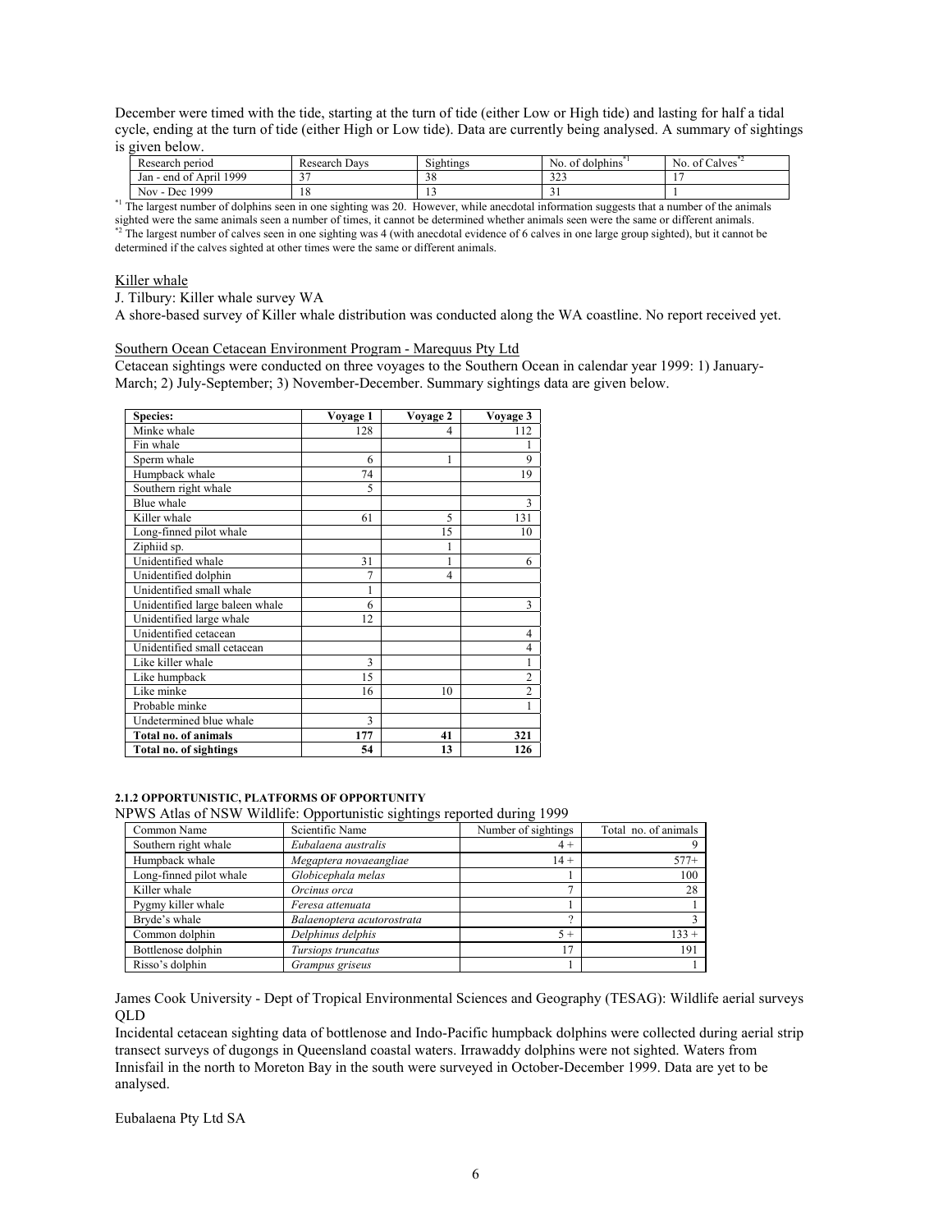December were timed with the tide, starting at the turn of tide (either Low or High tide) and lasting for half a tidal cycle, ending at the turn of tide (either High or Low tide). Data are currently being analysed. A summary of sightings is given below.

| Research period | Research Days | Sightings | No. of dolphins[*1] | No. of Calves[*2] |
|---|---|---|---|---|
| Jan - end of April 1999 | 37 | 38 | 323 | 17 |
| Nov - Dec 1999 | 18 | 13 | 31 | 1 |

[*1] The largest number of dolphins seen in one sighting was 20. However, while anecdotal information suggests that a number of the animals sighted were the same animals seen a number of times, it cannot be determined whether animals seen were the same or different animals.
[*2] The largest number of calves seen in one sighting was 4 (with anecdotal evidence of 6 calves in one large group sighted), but it cannot be determined if the calves sighted at other times were the same or different animals.

Killer whale

J. Tilbury: Killer whale survey WA

A shore-based survey of Killer whale distribution was conducted along the WA coastline. No report received yet.

Southern Ocean Cetacean Environment Program - Marequus Pty Ltd

Cetacean sightings were conducted on three voyages to the Southern Ocean in calendar year 1999: 1) January-March; 2) July-September; 3) November-December. Summary sightings data are given below.

| Species: | Voyage 1 | Voyage 2 | Voyage 3 |
|---|---|---|---|
| Minke whale | 128 | 4 | 112 |
| Fin whale | | | 1 |
| Sperm whale | 6 | 1 | 9 |
| Humpback whale | 74 | | 19 |
| Southern right whale | 5 | | |
| Blue whale | | | 3 |
| Killer whale | 61 | 5 | 131 |
| Long-finned pilot whale | | 15 | 10 |
| Ziphiid sp. | | 1 | |
| Unidentified whale | 31 | 1 | 6 |
| Unidentified dolphin | 7 | 4 | |
| Unidentified small whale | 1 | | |
| Unidentified large baleen whale | 6 | | 3 |
| Unidentified large whale | 12 | | |
| Unidentified cetacean | | | 4 |
| Unidentified small cetacean | | | 4 |
| Like killer whale | 3 | | 1 |
| Like humpback | 15 | | 2 |
| Like minke | 16 | 10 | 2 |
| Probable minke | | | 1 |
| Undetermined blue whale | 3 | | |
| **Total no. of animals** | **177** | **41** | **321** |
| **Total no. of sightings** | **54** | **13** | **126** |

#### 2.1.2 OPPORTUNISTIC, PLATFORMS OF OPPORTUNITY

NPWS Atlas of NSW Wildlife: Opportunistic sightings reported during 1999

| Common Name | Scientific Name | Number of sightings | Total no. of animals |
|---|---|---|---|
| Southern right whale | *Eubalaena australis* | 4 + | 9 |
| Humpback whale | *Megaptera novaeangliae* | 14 + | 577+ |
| Long-finned pilot whale | *Globicephala melas* | 1 | 100 |
| Killer whale | *Orcinus orca* | 7 | 28 |
| Pygmy killer whale | *Feresa attenuata* | 1 | 1 |
| Bryde's whale | *Balaenoptera acutorostrata* | ? | 3 |
| Common dolphin | *Delphinus delphis* | 5 + | 133 + |
| Bottlenose dolphin | *Tursiops truncatus* | 17 | 191 |
| Risso's dolphin | *Grampus griseus* | 1 | 1 |

James Cook University - Dept of Tropical Environmental Sciences and Geography (TESAG): Wildlife aerial surveys QLD

Incidental cetacean sighting data of bottlenose and Indo-Pacific humpback dolphins were collected during aerial strip transect surveys of dugongs in Queensland coastal waters. Irrawaddy dolphins were not sighted. Waters from Innisfail in the north to Moreton Bay in the south were surveyed in October-December 1999. Data are yet to be analysed.

Eubalaena Pty Ltd SA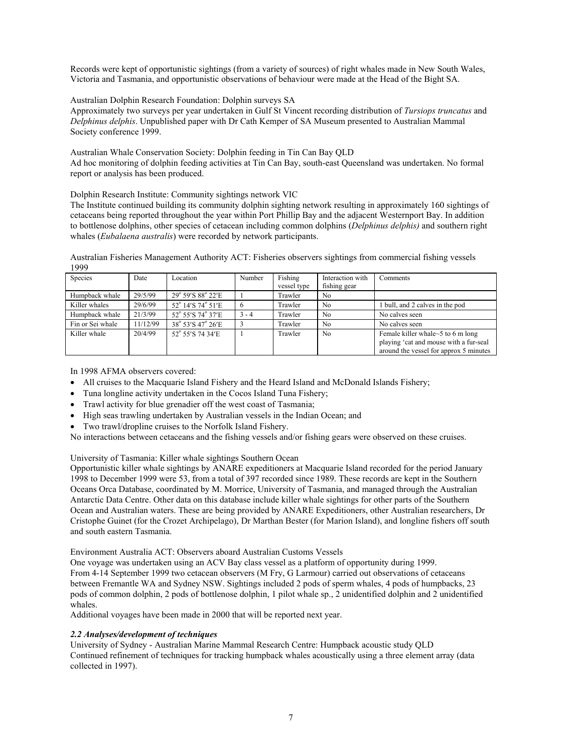Records were kept of opportunistic sightings (from a variety of sources) of right whales made in New South Wales, Victoria and Tasmania, and opportunistic observations of behaviour were made at the Head of the Bight SA.

Australian Dolphin Research Foundation: Dolphin surveys SA
Approximately two surveys per year undertaken in Gulf St Vincent recording distribution of *Tursiops truncatus* and *Delphinus delphis*. Unpublished paper with Dr Cath Kemper of SA Museum presented to Australian Mammal Society conference 1999.

Australian Whale Conservation Society: Dolphin feeding in Tin Can Bay QLD
Ad hoc monitoring of dolphin feeding activities at Tin Can Bay, south-east Queensland was undertaken. No formal report or analysis has been produced.

Dolphin Research Institute: Community sightings network VIC
The Institute continued building its community dolphin sighting network resulting in approximately 160 sightings of cetaceans being reported throughout the year within Port Phillip Bay and the adjacent Westernport Bay. In addition to bottlenose dolphins, other species of cetacean including common dolphins (*Delphinus delphis)* and southern right whales (*Eubalaena australis*) were recorded by network participants.

Australian Fisheries Management Authority ACT: Fisheries observers sightings from commercial fishing vessels 1999

| Species | Date | Location | Number | Fishing vessel type | Interaction with fishing gear | Comments |
|---|---|---|---|---|---|---|
| Humpback whale | 29/5/99 | 29° 59′S 88° 22′E | 1 | Trawler | No | |
| Killer whales | 29/6/99 | 52° 14′S 74° 51′E | 6 | Trawler | No | 1 bull, and 2 calves in the pod |
| Humpback whale | 21/3/99 | 52° 55′S 74° 37′E | 3 - 4 | Trawler | No | No calves seen |
| Fin or Sei whale | 11/12/99 | 38° 53′S 47° 26′E | 3 | Trawler | No | No calves seen |
| Killer whale | 20/4/99 | 52° 55′S 74 34′E | 1 | Trawler | No | Female killer whale~5 to 6 m long playing 'cat and mouse with a fur-seal around the vessel for approx 5 minutes |

In 1998 AFMA observers covered:

- All cruises to the Macquarie Island Fishery and the Heard Island and McDonald Islands Fishery;
- Tuna longline activity undertaken in the Cocos Island Tuna Fishery;
- Trawl activity for blue grenadier off the west coast of Tasmania;
- High seas trawling undertaken by Australian vessels in the Indian Ocean; and
- Two trawl/dropline cruises to the Norfolk Island Fishery.

No interactions between cetaceans and the fishing vessels and/or fishing gears were observed on these cruises.

University of Tasmania: Killer whale sightings Southern Ocean
Opportunistic killer whale sightings by ANARE expeditioners at Macquarie Island recorded for the period January 1998 to December 1999 were 53, from a total of 397 recorded since 1989. These records are kept in the Southern Oceans Orca Database, coordinated by M. Morrice, University of Tasmania, and managed through the Australian Antarctic Data Centre. Other data on this database include killer whale sightings for other parts of the Southern Ocean and Australian waters. These are being provided by ANARE Expeditioners, other Australian researchers, Dr Cristophe Guinet (for the Crozet Archipelago), Dr Marthan Bester (for Marion Island), and longline fishers off south and south eastern Tasmania.

Environment Australia ACT: Observers aboard Australian Customs Vessels
One voyage was undertaken using an ACV Bay class vessel as a platform of opportunity during 1999.
From 4-14 September 1999 two cetacean observers (M Fry, G Larmour) carried out observations of cetaceans between Fremantle WA and Sydney NSW. Sightings included 2 pods of sperm whales, 4 pods of humpbacks, 23 pods of common dolphin, 2 pods of bottlenose dolphin, 1 pilot whale sp., 2 unidentified dolphin and 2 unidentified whales.
Additional voyages have been made in 2000 that will be reported next year.

### *2.2 Analyses/development of techniques*

University of Sydney - Australian Marine Mammal Research Centre: Humpback acoustic study QLD
Continued refinement of techniques for tracking humpback whales acoustically using a three element array (data collected in 1997).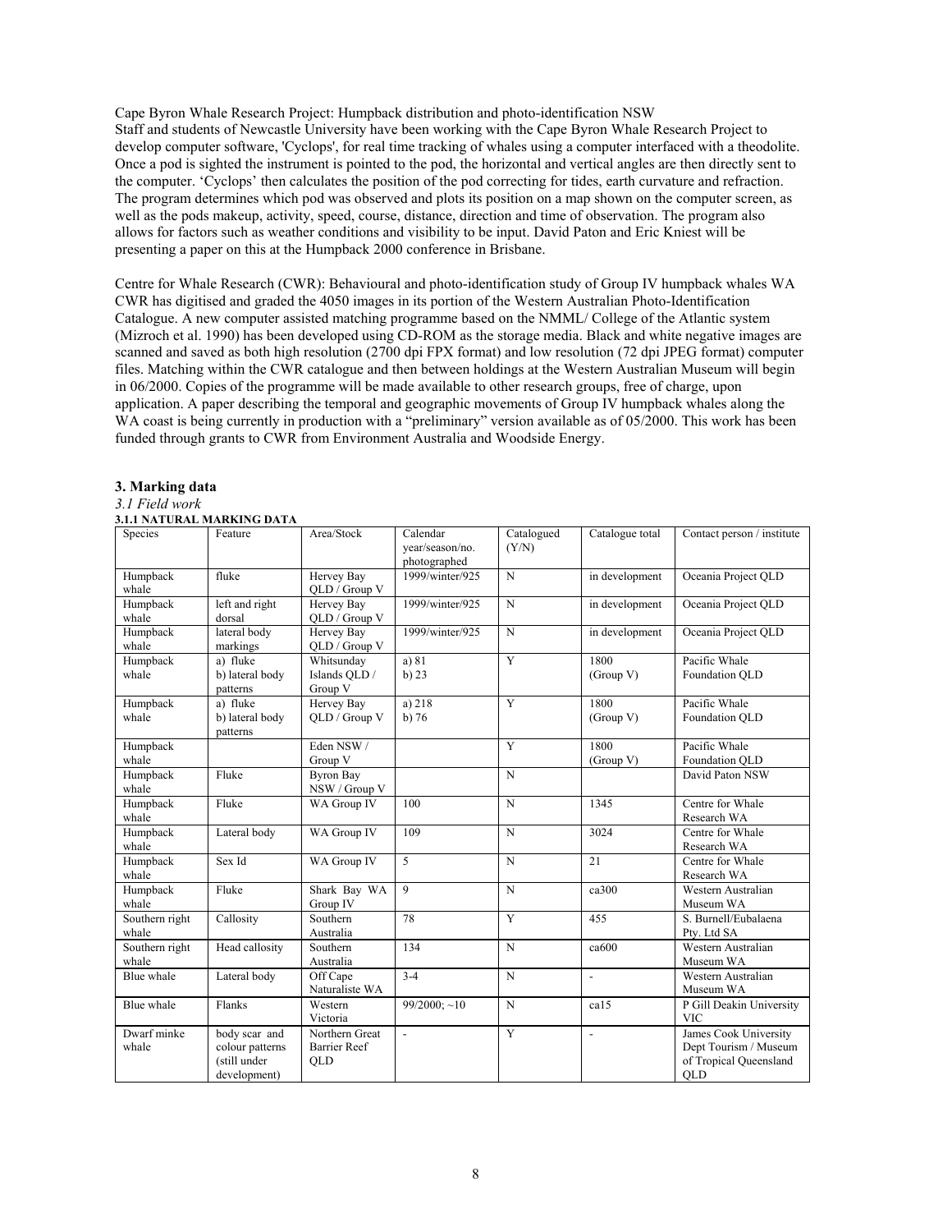Cape Byron Whale Research Project: Humpback distribution and photo-identification NSW
Staff and students of Newcastle University have been working with the Cape Byron Whale Research Project to develop computer software, 'Cyclops', for real time tracking of whales using a computer interfaced with a theodolite. Once a pod is sighted the instrument is pointed to the pod, the horizontal and vertical angles are then directly sent to the computer. 'Cyclops' then calculates the position of the pod correcting for tides, earth curvature and refraction. The program determines which pod was observed and plots its position on a map shown on the computer screen, as well as the pods makeup, activity, speed, course, distance, direction and time of observation. The program also allows for factors such as weather conditions and visibility to be input. David Paton and Eric Kniest will be presenting a paper on this at the Humpback 2000 conference in Brisbane.

Centre for Whale Research (CWR): Behavioural and photo-identification study of Group IV humpback whales WA
CWR has digitised and graded the 4050 images in its portion of the Western Australian Photo-Identification Catalogue. A new computer assisted matching programme based on the NMML/ College of the Atlantic system (Mizroch et al. 1990) has been developed using CD-ROM as the storage media. Black and white negative images are scanned and saved as both high resolution (2700 dpi FPX format) and low resolution (72 dpi JPEG format) computer files. Matching within the CWR catalogue and then between holdings at the Western Australian Museum will begin in 06/2000. Copies of the programme will be made available to other research groups, free of charge, upon application. A paper describing the temporal and geographic movements of Group IV humpback whales along the WA coast is being currently in production with a "preliminary" version available as of 05/2000. This work has been funded through grants to CWR from Environment Australia and Woodside Energy.

## 3. Marking data

*3.1 Field work*

**3.1.1 NATURAL MARKING DATA**

| Species | Feature | Area/Stock | Calendar year/season/no. photographed | Catalogued (Y/N) | Catalogue total | Contact person / institute |
|---|---|---|---|---|---|---|
| Humpback whale | fluke | Hervey Bay QLD / Group V | 1999/winter/925 | N | in development | Oceania Project QLD |
| Humpback whale | left and right dorsal | Hervey Bay QLD / Group V | 1999/winter/925 | N | in development | Oceania Project QLD |
| Humpback whale | lateral body markings | Hervey Bay QLD / Group V | 1999/winter/925 | N | in development | Oceania Project QLD |
| Humpback whale | a) fluke<br>b) lateral body patterns | Whitsunday Islands QLD / Group V | a) 81<br>b) 23 | Y | 1800 (Group V) | Pacific Whale Foundation QLD |
| Humpback whale | a) fluke<br>b) lateral body patterns | Hervey Bay QLD / Group V | a) 218<br>b) 76 | Y | 1800 (Group V) | Pacific Whale Foundation QLD |
| Humpback whale | | Eden NSW / Group V | | Y | 1800 (Group V) | Pacific Whale Foundation QLD |
| Humpback whale | Fluke | Byron Bay NSW / Group V | | N | | David Paton NSW |
| Humpback whale | Fluke | WA Group IV | 100 | N | 1345 | Centre for Whale Research WA |
| Humpback whale | Lateral body | WA Group IV | 109 | N | 3024 | Centre for Whale Research WA |
| Humpback whale | Sex Id | WA Group IV | 5 | N | 21 | Centre for Whale Research WA |
| Humpback whale | Fluke | Shark Bay WA Group IV | 9 | N | ca300 | Western Australian Museum WA |
| Southern right whale | Callosity | Southern Australia | 78 | Y | 455 | S. Burnell/Eubalaena Pty. Ltd SA |
| Southern right whale | Head callosity | Southern Australia | 134 | N | ca600 | Western Australian Museum WA |
| Blue whale | Lateral body | Off Cape Naturaliste WA | 3-4 | N | - | Western Australian Museum WA |
| Blue whale | Flanks | Western Victoria | 99/2000; ~10 | N | ca15 | P Gill Deakin University VIC |
| Dwarf minke whale | body scar and colour patterns (still under development) | Northern Great Barrier Reef QLD | - | Y | - | James Cook University Dept Tourism / Museum of Tropical Queensland QLD |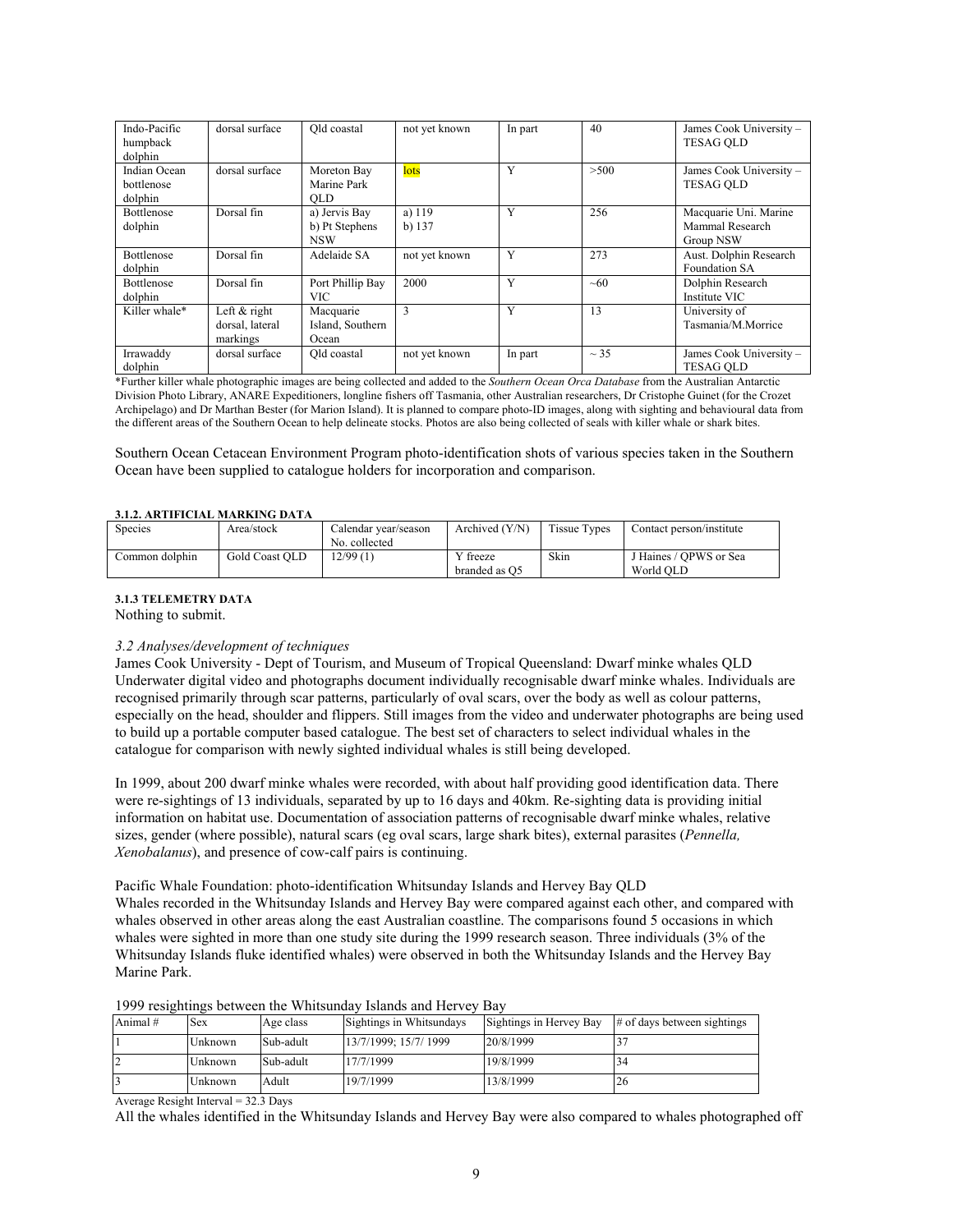| Indo-Pacific humpback dolphin | dorsal surface | Qld coastal | not yet known | In part | 40 | James Cook University – TESAG QLD |
|---|---|---|---|---|---|---|
| Indian Ocean bottlenose dolphin | dorsal surface | Moreton Bay Marine Park QLD | lots | Y | >500 | James Cook University – TESAG QLD |
| Bottlenose dolphin | Dorsal fin | a) Jervis Bay b) Pt Stephens NSW | a) 119 b) 137 | Y | 256 | Macquarie Uni. Marine Mammal Research Group NSW |
| Bottlenose dolphin | Dorsal fin | Adelaide SA | not yet known | Y | 273 | Aust. Dolphin Research Foundation SA |
| Bottlenose dolphin | Dorsal fin | Port Phillip Bay VIC | 2000 | Y | ~60 | Dolphin Research Institute VIC |
| Killer whale* | Left & right dorsal, lateral markings | Macquarie Island, Southern Ocean | 3 | Y | 13 | University of Tasmania/M.Morrice |
| Irrawaddy dolphin | dorsal surface | Qld coastal | not yet known | In part | ~ 35 | James Cook University – TESAG QLD |

*Further killer whale photographic images are being collected and added to the *Southern Ocean Orca Database* from the Australian Antarctic Division Photo Library, ANARE Expeditioners, longline fishers off Tasmania, other Australian researchers, Dr Cristophe Guinet (for the Crozet Archipelago) and Dr Marthan Bester (for Marion Island). It is planned to compare photo-ID images, along with sighting and behavioural data from the different areas of the Southern Ocean to help delineate stocks. Photos are also being collected of seals with killer whale or shark bites.

Southern Ocean Cetacean Environment Program photo-identification shots of various species taken in the Southern Ocean have been supplied to catalogue holders for incorporation and comparison.

#### 3.1.2. ARTIFICIAL MARKING DATA

| Species | Area/stock | Calendar year/season No. collected | Archived (Y/N) | Tissue Types | Contact person/institute |
|---|---|---|---|---|---|
| Common dolphin | Gold Coast QLD | 12/99 (1) | Y freeze branded as Q5 | Skin | J Haines / QPWS or Sea World QLD |

#### 3.1.3 TELEMETRY DATA

Nothing to submit.

### *3.2 Analyses/development of techniques*

James Cook University - Dept of Tourism, and Museum of Tropical Queensland: Dwarf minke whales QLD
Underwater digital video and photographs document individually recognisable dwarf minke whales. Individuals are recognised primarily through scar patterns, particularly of oval scars, over the body as well as colour patterns, especially on the head, shoulder and flippers. Still images from the video and underwater photographs are being used to build up a portable computer based catalogue. The best set of characters to select individual whales in the catalogue for comparison with newly sighted individual whales is still being developed.

In 1999, about 200 dwarf minke whales were recorded, with about half providing good identification data. There were re-sightings of 13 individuals, separated by up to 16 days and 40km. Re-sighting data is providing initial information on habitat use. Documentation of association patterns of recognisable dwarf minke whales, relative sizes, gender (where possible), natural scars (eg oval scars, large shark bites), external parasites (*Pennella, Xenobalanus*), and presence of cow-calf pairs is continuing.

Pacific Whale Foundation: photo-identification Whitsunday Islands and Hervey Bay QLD
Whales recorded in the Whitsunday Islands and Hervey Bay were compared against each other, and compared with whales observed in other areas along the east Australian coastline. The comparisons found 5 occasions in which whales were sighted in more than one study site during the 1999 research season. Three individuals (3% of the Whitsunday Islands fluke identified whales) were observed in both the Whitsunday Islands and the Hervey Bay Marine Park.

1999 resightings between the Whitsunday Islands and Hervey Bay

| Animal # | Sex | Age class | Sightings in Whitsundays | Sightings in Hervey Bay | # of days between sightings |
|---|---|---|---|---|---|
| 1 | Unknown | Sub-adult | 13/7/1999; 15/7/ 1999 | 20/8/1999 | 37 |
| 2 | Unknown | Sub-adult | 17/7/1999 | 19/8/1999 | 34 |
| 3 | Unknown | Adult | 19/7/1999 | 13/8/1999 | 26 |

Average Resight Interval = 32.3 Days

All the whales identified in the Whitsunday Islands and Hervey Bay were also compared to whales photographed off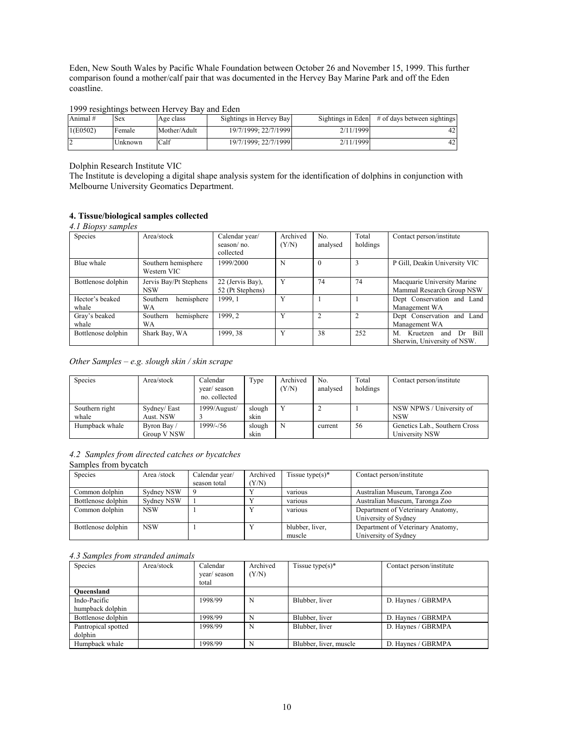Eden, New South Wales by Pacific Whale Foundation between October 26 and November 15, 1999. This further comparison found a mother/calf pair that was documented in the Hervey Bay Marine Park and off the Eden coastline.

1999 resightings between Hervey Bay and Eden

| Animal # | Sex | Age class | Sightings in Hervey Bay | Sightings in Eden | # of days between sightings |
|---|---|---|---|---|---|
| 1(E0502) | Female | Mother/Adult | 19/7/1999; 22/7/1999 | 2/11/1999 | 42 |
| 2 | Unknown | Calf | 19/7/1999; 22/7/1999 | 2/11/1999 | 42 |

Dolphin Research Institute VIC

The Institute is developing a digital shape analysis system for the identification of dolphins in conjunction with Melbourne University Geomatics Department.

## 4. Tissue/biological samples collected

*4.1 Biopsy samples*

| Species | Area/stock | Calendar year/ season/ no. collected | Archived (Y/N) | No. analysed | Total holdings | Contact person/institute |
|---|---|---|---|---|---|---|
| Blue whale | Southern hemisphere Western VIC | 1999/2000 | N | 0 | 3 | P Gill, Deakin University VIC |
| Bottlenose dolphin | Jervis Bay/Pt Stephens NSW | 22 (Jervis Bay), 52 (Pt Stephens) | Y | 74 | 74 | Macquarie University Marine Mammal Research Group NSW |
| Hector's beaked whale | Southern hemisphere WA | 1999, 1 | Y | 1 | 1 | Dept Conservation and Land Management WA |
| Gray's beaked whale | Southern hemisphere WA | 1999, 2 | Y | 2 | 2 | Dept Conservation and Land Management WA |
| Bottlenose dolphin | Shark Bay, WA | 1999, 38 | Y | 38 | 252 | M. Kruetzen and Dr Bill Sherwin, University of NSW. |

*Other Samples – e.g. slough skin / skin scrape*

| Species | Area/stock | Calendar year/ season no. collected | Type | Archived (Y/N) | No. analysed | Total holdings | Contact person/institute |
|---|---|---|---|---|---|---|---|
| Southern right whale | Sydney/ East Aust. NSW | 1999/August/ 3 | slough skin | Y | 2 | 1 | NSW NPWS / University of NSW |
| Humpback whale | Byron Bay / Group V NSW | 1999/-/56 | slough skin | N | current | 56 | Genetics Lab., Southern Cross University NSW |

*4.2 Samples from directed catches or bycatches*

Samples from bycatch

| Species | Area /stock | Calendar year/ season total | Archived (Y/N) | Tissue type(s)* | Contact person/institute |
|---|---|---|---|---|---|
| Common dolphin | Sydney NSW | 9 | Y | various | Australian Museum, Taronga Zoo |
| Bottlenose dolphin | Sydney NSW | 1 | Y | various | Australian Museum, Taronga Zoo |
| Common dolphin | NSW | 1 | Y | various | Department of Veterinary Anatomy, University of Sydney |
| Bottlenose dolphin | NSW | 1 | Y | blubber, liver, muscle | Department of Veterinary Anatomy, University of Sydney |

*4.3 Samples from stranded animals*

| Species | Area/stock | Calendar year/ season total | Archived (Y/N) | Tissue type(s)* | Contact person/institute |
|---|---|---|---|---|---|
| **Queensland** | | | | | |
| Indo-Pacific humpback dolphin | | 1998/99 | N | Blubber, liver | D. Haynes / GBRMPA |
| Bottlenose dolphin | | 1998/99 | N | Blubber, liver | D. Haynes / GBRMPA |
| Pantropical spotted dolphin | | 1998/99 | N | Blubber, liver | D. Haynes / GBRMPA |
| Humpback whale | | 1998/99 | N | Blubber, liver, muscle | D. Haynes / GBRMPA |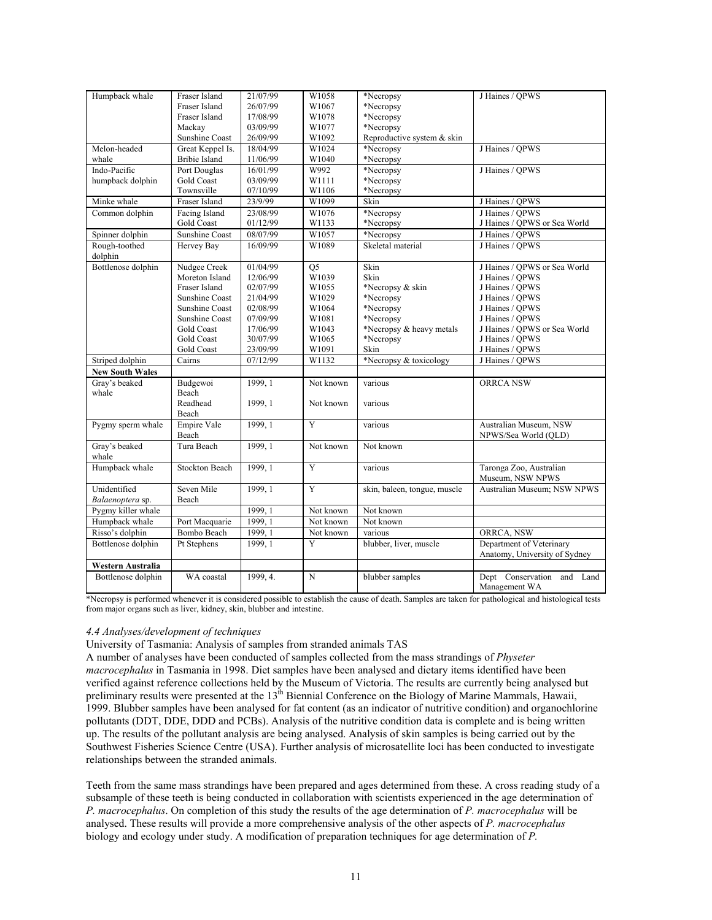| | | | | | |
|---|---|---|---|---|---|
| Humpback whale | Fraser Island<br>Fraser Island<br>Fraser Island<br>Mackay<br>Sunshine Coast | 21/07/99<br>26/07/99<br>17/08/99<br>03/09/99<br>26/09/99 | W1058<br>W1067<br>W1078<br>W1077<br>W1092 | *Necropsy<br>*Necropsy<br>*Necropsy<br>*Necropsy<br>Reproductive system & skin | J Haines / QPWS |
| Melon-headed whale | Great Keppel Is.<br>Bribie Island | 18/04/99<br>11/06/99 | W1024<br>W1040 | *Necropsy<br>*Necropsy | J Haines / QPWS |
| Indo-Pacific humpback dolphin | Port Douglas<br>Gold Coast<br>Townsville | 16/01/99<br>03/09/99<br>07/10/99 | W992<br>W1111<br>W1106 | *Necropsy<br>*Necropsy<br>*Necropsy | J Haines / QPWS |
| Minke whale | Fraser Island | 23/9/99 | W1099 | Skin | J Haines / QPWS |
| Common dolphin | Facing Island<br>Gold Coast | 23/08/99<br>01/12/99 | W1076<br>W1133 | *Necropsy<br>*Necropsy | J Haines / QPWS<br>J Haines / QPWS or Sea World |
| Spinner dolphin | Sunshine Coast | 08/07/99 | W1057 | *Necropsy | J Haines / QPWS |
| Rough-toothed dolphin | Hervey Bay | 16/09/99 | W1089 | Skeletal material | J Haines / QPWS |
| Bottlenose dolphin | Nudgee Creek<br>Moreton Island<br>Fraser Island<br>Sunshine Coast<br>Sunshine Coast<br>Sunshine Coast<br>Gold Coast<br>Gold Coast<br>Gold Coast | 01/04/99<br>12/06/99<br>02/07/99<br>21/04/99<br>02/08/99<br>07/09/99<br>17/06/99<br>30/07/99<br>23/09/99 | Q5<br>W1039<br>W1055<br>W1029<br>W1064<br>W1081<br>W1043<br>W1065<br>W1091 | Skin<br>Skin<br>*Necropsy & skin<br>*Necropsy<br>*Necropsy<br>*Necropsy<br>*Necropsy & heavy metals<br>*Necropsy<br>Skin | J Haines / QPWS or Sea World<br>J Haines / QPWS<br>J Haines / QPWS<br>J Haines / QPWS<br>J Haines / QPWS<br>J Haines / QPWS<br>J Haines / QPWS or Sea World<br>J Haines / QPWS<br>J Haines / QPWS |
| Striped dolphin | Cairns | 07/12/99 | W1132 | *Necropsy & toxicology | J Haines / QPWS |
| **New South Wales** | | | | | |
| Gray's beaked whale | Budgewoi Beach<br>Readhead Beach | 1999, 1<br>1999, 1 | Not known<br>Not known | various<br>various | ORRCA NSW |
| Pygmy sperm whale | Empire Vale Beach | 1999, 1 | Y | various | Australian Museum, NSW NPWS/Sea World (QLD) |
| Gray's beaked whale | Tura Beach | 1999, 1 | Not known | Not known | |
| Humpback whale | Stockton Beach | 1999, 1 | Y | various | Taronga Zoo, Australian Museum, NSW NPWS |
| Unidentified *Balaenoptera* sp. | Seven Mile Beach | 1999, 1 | Y | skin, baleen, tongue, muscle | Australian Museum; NSW NPWS |
| Pygmy killer whale | | 1999, 1 | Not known | Not known | |
| Humpback whale | Port Macquarie | 1999, 1 | Not known | Not known | |
| Risso's dolphin | Bombo Beach | 1999, 1 | Not known | various | ORRCA, NSW |
| Bottlenose dolphin | Pt Stephens | 1999, 1 | Y | blubber, liver, muscle | Department of Veterinary Anatomy, University of Sydney |
| **Western Australia** | | | | | |
| Bottlenose dolphin | WA coastal | 1999, 4. | N | blubber samples | Dept Conservation and Land Management WA |

*Necropsy is performed whenever it is considered possible to establish the cause of death. Samples are taken for pathological and histological tests from major organs such as liver, kidney, skin, blubber and intestine.

### *4.4 Analyses/development of techniques*

University of Tasmania: Analysis of samples from stranded animals TAS

A number of analyses have been conducted of samples collected from the mass strandings of *Physeter macrocephalus* in Tasmania in 1998. Diet samples have been analysed and dietary items identified have been verified against reference collections held by the Museum of Victoria. The results are currently being analysed but preliminary results were presented at the 13th Biennial Conference on the Biology of Marine Mammals, Hawaii, 1999. Blubber samples have been analysed for fat content (as an indicator of nutritive condition) and organochlorine pollutants (DDT, DDE, DDD and PCBs). Analysis of the nutritive condition data is complete and is being written up. The results of the pollutant analysis are being analysed. Analysis of skin samples is being carried out by the Southwest Fisheries Science Centre (USA). Further analysis of microsatellite loci has been conducted to investigate relationships between the stranded animals.

Teeth from the same mass strandings have been prepared and ages determined from these. A cross reading study of a subsample of these teeth is being conducted in collaboration with scientists experienced in the age determination of *P. macrocephalus*. On completion of this study the results of the age determination of *P. macrocephalus* will be analysed. These results will provide a more comprehensive analysis of the other aspects of *P. macrocephalus* biology and ecology under study. A modification of preparation techniques for age determination of *P.*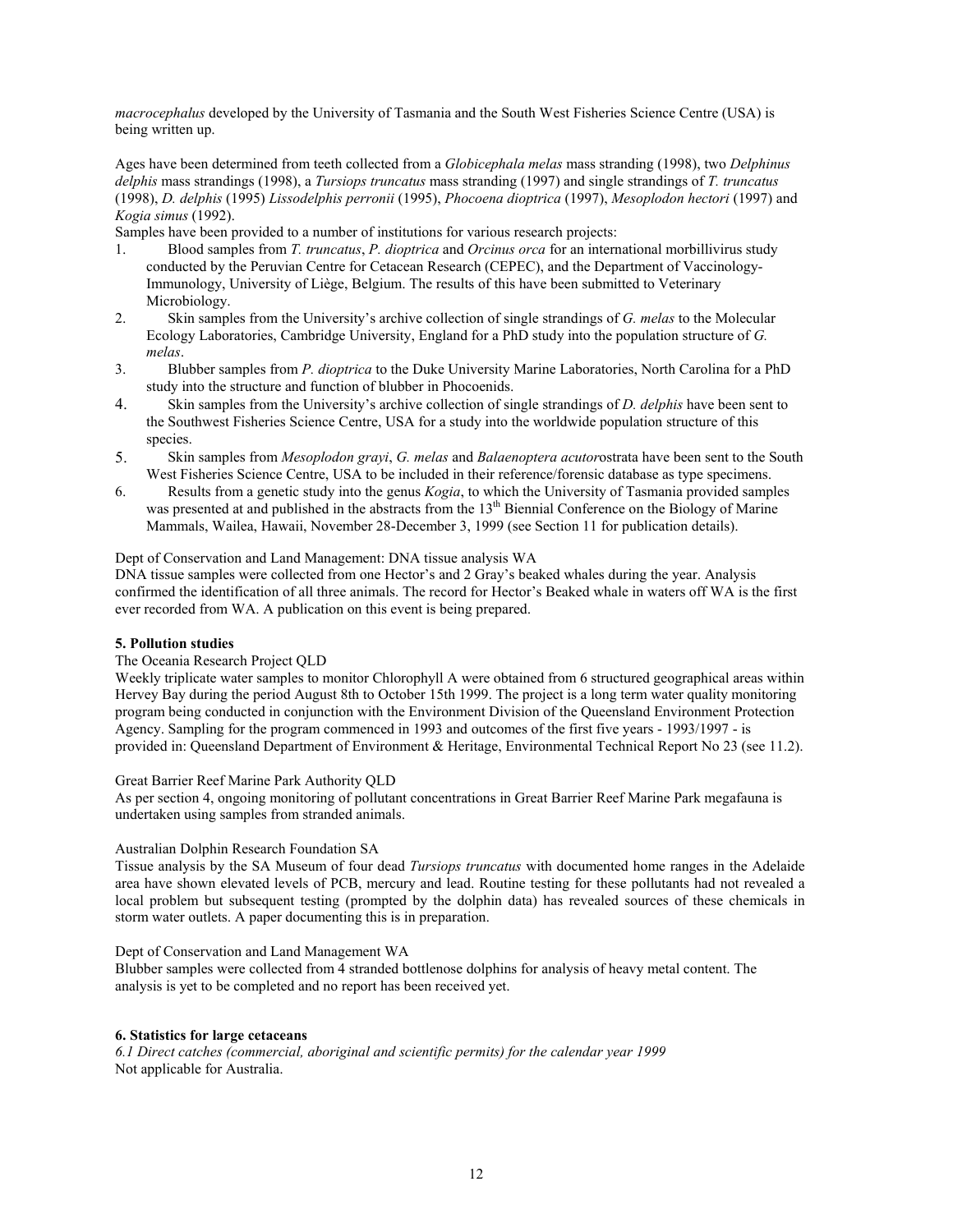*macrocephalus* developed by the University of Tasmania and the South West Fisheries Science Centre (USA) is being written up.

Ages have been determined from teeth collected from a *Globicephala melas* mass stranding (1998), two *Delphinus delphis* mass strandings (1998), a *Tursiops truncatus* mass stranding (1997) and single strandings of *T. truncatus* (1998), *D. delphis* (1995) *Lissodelphis perronii* (1995), *Phocoena dioptrica* (1997), *Mesoplodon hectori* (1997) and *Kogia simus* (1992).

Samples have been provided to a number of institutions for various research projects:

1. Blood samples from *T. truncatus*, *P. dioptrica* and *Orcinus orca* for an international morbillivirus study conducted by the Peruvian Centre for Cetacean Research (CEPEC), and the Department of Vaccinology-Immunology, University of Liège, Belgium. The results of this have been submitted to Veterinary Microbiology.
2. Skin samples from the University's archive collection of single strandings of *G. melas* to the Molecular Ecology Laboratories, Cambridge University, England for a PhD study into the population structure of *G. melas*.
3. Blubber samples from *P. dioptrica* to the Duke University Marine Laboratories, North Carolina for a PhD study into the structure and function of blubber in Phocoenids.
4. Skin samples from the University's archive collection of single strandings of *D. delphis* have been sent to the Southwest Fisheries Science Centre, USA for a study into the worldwide population structure of this species.
5. Skin samples from *Mesoplodon grayi*, *G. melas* and *Balaenoptera acutor*ostrata have been sent to the South West Fisheries Science Centre, USA to be included in their reference/forensic database as type specimens.
6. Results from a genetic study into the genus *Kogia*, to which the University of Tasmania provided samples was presented at and published in the abstracts from the 13th Biennial Conference on the Biology of Marine Mammals, Wailea, Hawaii, November 28-December 3, 1999 (see Section 11 for publication details).

Dept of Conservation and Land Management: DNA tissue analysis WA

DNA tissue samples were collected from one Hector's and 2 Gray's beaked whales during the year. Analysis confirmed the identification of all three animals. The record for Hector's Beaked whale in waters off WA is the first ever recorded from WA. A publication on this event is being prepared.

**5. Pollution studies**

The Oceania Research Project QLD

Weekly triplicate water samples to monitor Chlorophyll A were obtained from 6 structured geographical areas within Hervey Bay during the period August 8th to October 15th 1999. The project is a long term water quality monitoring program being conducted in conjunction with the Environment Division of the Queensland Environment Protection Agency. Sampling for the program commenced in 1993 and outcomes of the first five years - 1993/1997 - is provided in: Queensland Department of Environment & Heritage, Environmental Technical Report No 23 (see 11.2).

Great Barrier Reef Marine Park Authority QLD

As per section 4, ongoing monitoring of pollutant concentrations in Great Barrier Reef Marine Park megafauna is undertaken using samples from stranded animals.

Australian Dolphin Research Foundation SA

Tissue analysis by the SA Museum of four dead *Tursiops truncatus* with documented home ranges in the Adelaide area have shown elevated levels of PCB, mercury and lead. Routine testing for these pollutants had not revealed a local problem but subsequent testing (prompted by the dolphin data) has revealed sources of these chemicals in storm water outlets. A paper documenting this is in preparation.

Dept of Conservation and Land Management WA

Blubber samples were collected from 4 stranded bottlenose dolphins for analysis of heavy metal content. The analysis is yet to be completed and no report has been received yet.

**6. Statistics for large cetaceans**

*6.1 Direct catches (commercial, aboriginal and scientific permits) for the calendar year 1999*

Not applicable for Australia.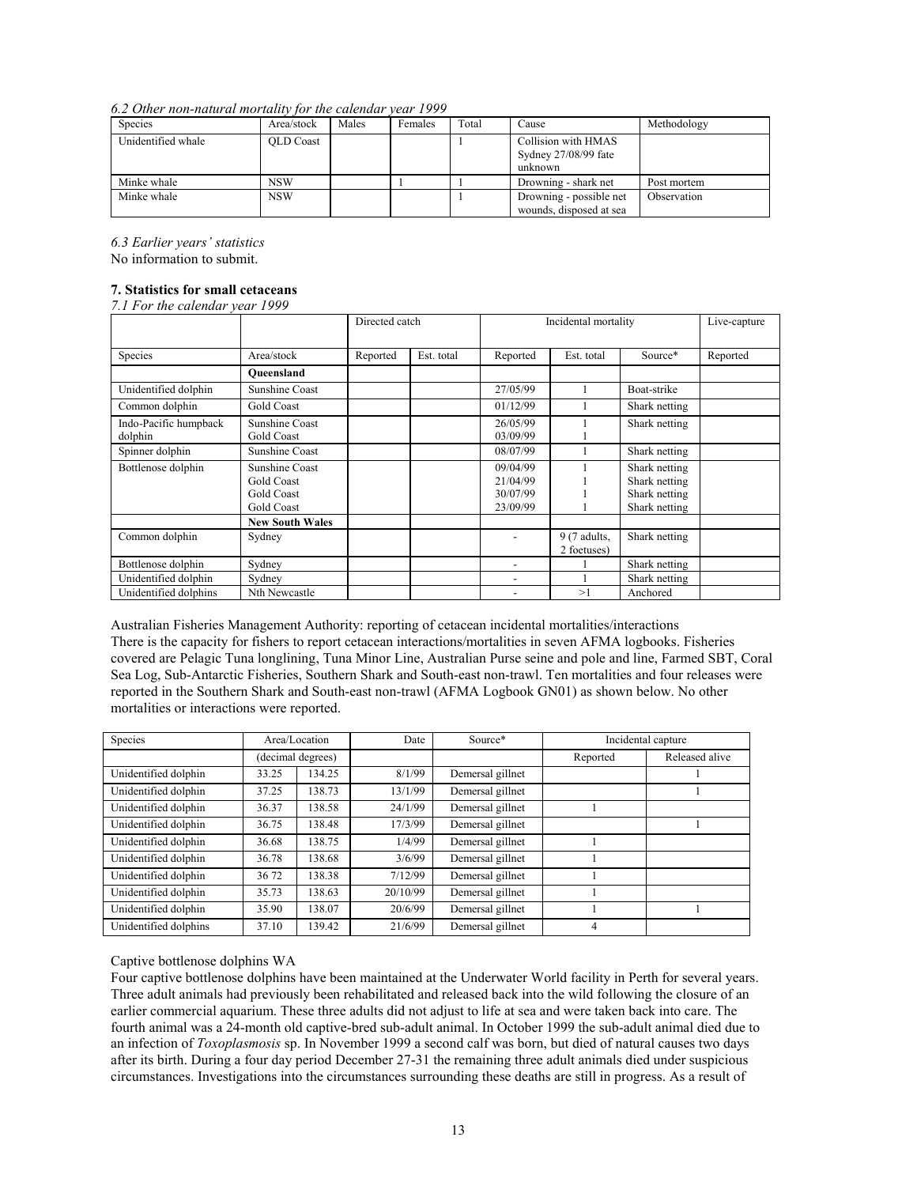*6.2 Other non-natural mortality for the calendar year 1999*

| Species | Area/stock | Males | Females | Total | Cause | Methodology |
|---|---|---|---|---|---|---|
| Unidentified whale | QLD Coast | | | 1 | Collision with HMAS Sydney 27/08/99 fate unknown | |
| Minke whale | NSW | | 1 | 1 | Drowning - shark net | Post mortem |
| Minke whale | NSW | | | 1 | Drowning - possible net wounds, disposed at sea | Observation |

*6.3 Earlier years' statistics*

No information to submit.

**7. Statistics for small cetaceans**

*7.1 For the calendar year 1999*

| | | Directed catch | | Incidental mortality | | | Live-capture |
|---|---|---|---|---|---|---|---|
| Species | Area/stock | Reported | Est. total | Reported | Est. total | Source* | Reported |
| | **Queensland** | | | | | | |
| Unidentified dolphin | Sunshine Coast | | | 27/05/99 | 1 | Boat-strike | |
| Common dolphin | Gold Coast | | | 01/12/99 | 1 | Shark netting | |
| Indo-Pacific humpback dolphin | Sunshine Coast<br>Gold Coast | | | 26/05/99<br>03/09/99 | 1<br>1 | Shark netting | |
| Spinner dolphin | Sunshine Coast | | | 08/07/99 | 1 | Shark netting | |
| Bottlenose dolphin | Sunshine Coast<br>Gold Coast<br>Gold Coast<br>Gold Coast | | | 09/04/99<br>21/04/99<br>30/07/99<br>23/09/99 | 1<br>1<br>1<br>1 | Shark netting<br>Shark netting<br>Shark netting<br>Shark netting | |
| | **New South Wales** | | | | | | |
| Common dolphin | Sydney | | | - | 9 (7 adults, 2 foetuses) | Shark netting | |
| Bottlenose dolphin | Sydney | | | - | 1 | Shark netting | |
| Unidentified dolphin | Sydney | | | - | 1 | Shark netting | |
| Unidentified dolphins | Nth Newcastle | | | - | >1 | Anchored | |

Australian Fisheries Management Authority: reporting of cetacean incidental mortalities/interactions

There is the capacity for fishers to report cetacean interactions/mortalities in seven AFMA logbooks. Fisheries covered are Pelagic Tuna longlining, Tuna Minor Line, Australian Purse seine and pole and line, Farmed SBT, Coral Sea Log, Sub-Antarctic Fisheries, Southern Shark and South-east non-trawl. Ten mortalities and four releases were reported in the Southern Shark and South-east non-trawl (AFMA Logbook GN01) as shown below. No other mortalities or interactions were reported.

| Species | Area/Location | | Date | Source* | Incidental capture | |
|---|---|---|---|---|---|---|
| | (decimal degrees) | | | | Reported | Released alive |
| Unidentified dolphin | 33.25 | 134.25 | 8/1/99 | Demersal gillnet | | 1 |
| Unidentified dolphin | 37.25 | 138.73 | 13/1/99 | Demersal gillnet | | 1 |
| Unidentified dolphin | 36.37 | 138.58 | 24/1/99 | Demersal gillnet | 1 | |
| Unidentified dolphin | 36.75 | 138.48 | 17/3/99 | Demersal gillnet | | 1 |
| Unidentified dolphin | 36.68 | 138.75 | 1/4/99 | Demersal gillnet | 1 | |
| Unidentified dolphin | 36.78 | 138.68 | 3/6/99 | Demersal gillnet | 1 | |
| Unidentified dolphin | 36 72 | 138.38 | 7/12/99 | Demersal gillnet | 1 | |
| Unidentified dolphin | 35.73 | 138.63 | 20/10/99 | Demersal gillnet | 1 | |
| Unidentified dolphin | 35.90 | 138.07 | 20/6/99 | Demersal gillnet | 1 | 1 |
| Unidentified dolphins | 37.10 | 139.42 | 21/6/99 | Demersal gillnet | 4 | |

Captive bottlenose dolphins WA

Four captive bottlenose dolphins have been maintained at the Underwater World facility in Perth for several years. Three adult animals had previously been rehabilitated and released back into the wild following the closure of an earlier commercial aquarium. These three adults did not adjust to life at sea and were taken back into care. The fourth animal was a 24-month old captive-bred sub-adult animal. In October 1999 the sub-adult animal died due to an infection of *Toxoplasmosis* sp. In November 1999 a second calf was born, but died of natural causes two days after its birth. During a four day period December 27-31 the remaining three adult animals died under suspicious circumstances. Investigations into the circumstances surrounding these deaths are still in progress. As a result of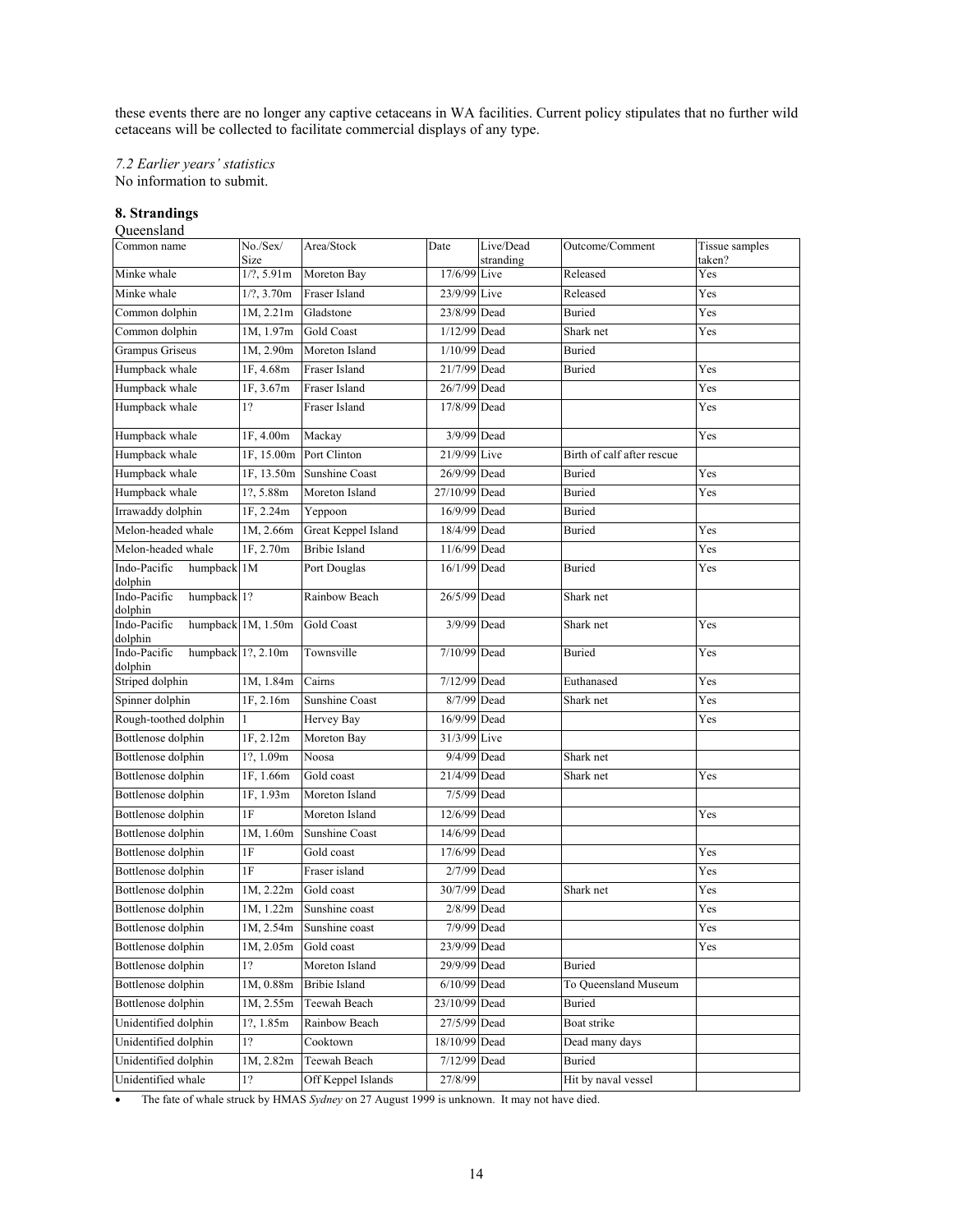these events there are no longer any captive cetaceans in WA facilities. Current policy stipulates that no further wild cetaceans will be collected to facilitate commercial displays of any type.

*7.2 Earlier years' statistics*
No information to submit.

## 8. Strandings

Queensland

| Common name | No./Sex/ Size | Area/Stock | Date | Live/Dead stranding | Outcome/Comment | Tissue samples taken? |
|---|---|---|---|---|---|---|
| Minke whale | 1/?, 5.91m | Moreton Bay | 17/6/99 | Live | Released | Yes |
| Minke whale | 1/?, 3.70m | Fraser Island | 23/9/99 | Live | Released | Yes |
| Common dolphin | 1M, 2.21m | Gladstone | 23/8/99 | Dead | Buried | Yes |
| Common dolphin | 1M, 1.97m | Gold Coast | 1/12/99 | Dead | Shark net | Yes |
| Grampus Griseus | 1M, 2.90m | Moreton Island | 1/10/99 | Dead | Buried | |
| Humpback whale | 1F, 4.68m | Fraser Island | 21/7/99 | Dead | Buried | Yes |
| Humpback whale | 1F, 3.67m | Fraser Island | 26/7/99 | Dead | | Yes |
| Humpback whale | 1? | Fraser Island | 17/8/99 | Dead | | Yes |
| Humpback whale | 1F, 4.00m | Mackay | 3/9/99 | Dead | | Yes |
| Humpback whale | 1F, 15.00m | Port Clinton | 21/9/99 | Live | Birth of calf after rescue | |
| Humpback whale | 1F, 13.50m | Sunshine Coast | 26/9/99 | Dead | Buried | Yes |
| Humpback whale | 1?, 5.88m | Moreton Island | 27/10/99 | Dead | Buried | Yes |
| Irrawaddy dolphin | 1F, 2.24m | Yeppoon | 16/9/99 | Dead | Buried | |
| Melon-headed whale | 1M, 2.66m | Great Keppel Island | 18/4/99 | Dead | Buried | Yes |
| Melon-headed whale | 1F, 2.70m | Bribie Island | 11/6/99 | Dead | | Yes |
| Indo-Pacific humpback dolphin | 1M | Port Douglas | 16/1/99 | Dead | Buried | Yes |
| Indo-Pacific humpback dolphin | 1? | Rainbow Beach | 26/5/99 | Dead | Shark net | |
| Indo-Pacific humpback dolphin | 1M, 1.50m | Gold Coast | 3/9/99 | Dead | Shark net | Yes |
| Indo-Pacific humpback dolphin | 1?, 2.10m | Townsville | 7/10/99 | Dead | Buried | Yes |
| Striped dolphin | 1M, 1.84m | Cairns | 7/12/99 | Dead | Euthanased | Yes |
| Spinner dolphin | 1F, 2.16m | Sunshine Coast | 8/7/99 | Dead | Shark net | Yes |
| Rough-toothed dolphin | 1 | Hervey Bay | 16/9/99 | Dead | | Yes |
| Bottlenose dolphin | 1F, 2.12m | Moreton Bay | 31/3/99 | Live | | |
| Bottlenose dolphin | 1?, 1.09m | Noosa | 9/4/99 | Dead | Shark net | |
| Bottlenose dolphin | 1F, 1.66m | Gold coast | 21/4/99 | Dead | Shark net | Yes |
| Bottlenose dolphin | 1F, 1.93m | Moreton Island | 7/5/99 | Dead | | |
| Bottlenose dolphin | 1F | Moreton Island | 12/6/99 | Dead | | Yes |
| Bottlenose dolphin | 1M, 1.60m | Sunshine Coast | 14/6/99 | Dead | | |
| Bottlenose dolphin | 1F | Gold coast | 17/6/99 | Dead | | Yes |
| Bottlenose dolphin | 1F | Fraser island | 2/7/99 | Dead | | Yes |
| Bottlenose dolphin | 1M, 2.22m | Gold coast | 30/7/99 | Dead | Shark net | Yes |
| Bottlenose dolphin | 1M, 1.22m | Sunshine coast | 2/8/99 | Dead | | Yes |
| Bottlenose dolphin | 1M, 2.54m | Sunshine coast | 7/9/99 | Dead | | Yes |
| Bottlenose dolphin | 1M, 2.05m | Gold coast | 23/9/99 | Dead | | Yes |
| Bottlenose dolphin | 1? | Moreton Island | 29/9/99 | Dead | Buried | |
| Bottlenose dolphin | 1M, 0.88m | Bribie Island | 6/10/99 | Dead | To Queensland Museum | |
| Bottlenose dolphin | 1M, 2.55m | Teewah Beach | 23/10/99 | Dead | Buried | |
| Unidentified dolphin | 1?, 1.85m | Rainbow Beach | 27/5/99 | Dead | Boat strike | |
| Unidentified dolphin | 1? | Cooktown | 18/10/99 | Dead | Dead many days | |
| Unidentified dolphin | 1M, 2.82m | Teewah Beach | 7/12/99 | Dead | Buried | |
| Unidentified whale | 1? | Off Keppel Islands | 27/8/99 | | Hit by naval vessel | |

- The fate of whale struck by HMAS *Sydney* on 27 August 1999 is unknown. It may not have died.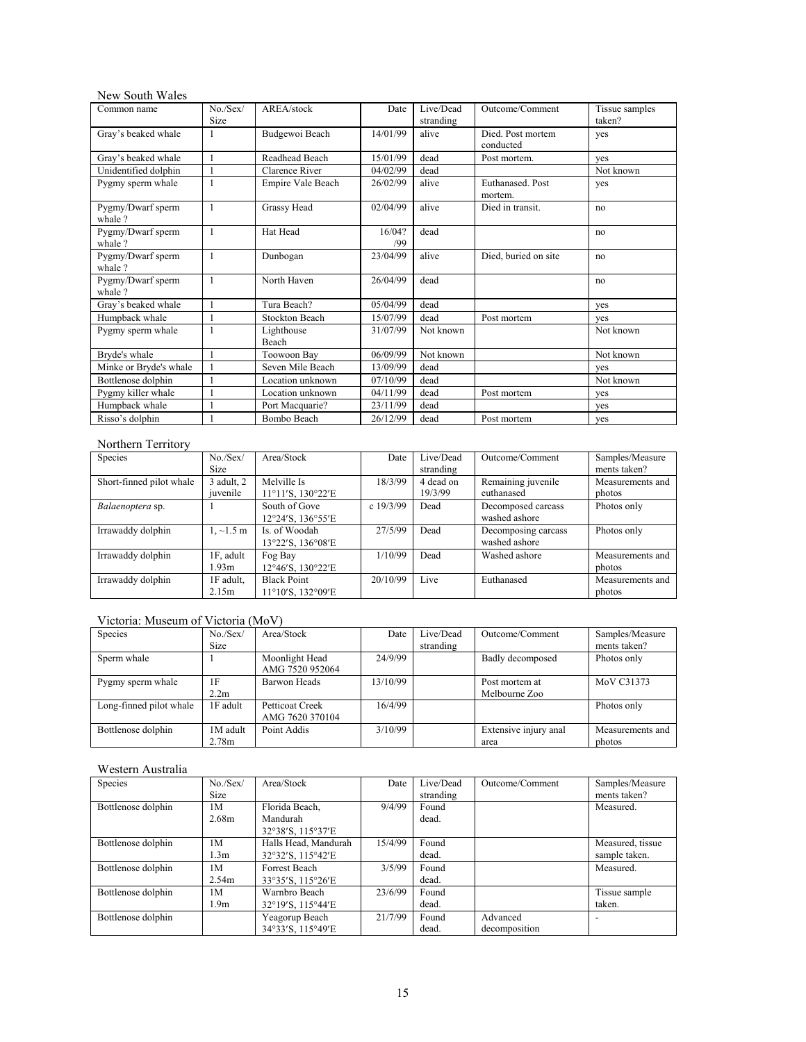New South Wales

| Common name | No./Sex/ Size | AREA/stock | Date | Live/Dead stranding | Outcome/Comment | Tissue samples taken? |
|---|---|---|---|---|---|---|
| Gray's beaked whale | 1 | Budgewoi Beach | 14/01/99 | alive | Died. Post mortem conducted | yes |
| Gray's beaked whale | 1 | Readhead Beach | 15/01/99 | dead | Post mortem. | yes |
| Unidentified dolphin | 1 | Clarence River | 04/02/99 | dead | | Not known |
| Pygmy sperm whale | 1 | Empire Vale Beach | 26/02/99 | alive | Euthanased. Post mortem. | yes |
| Pygmy/Dwarf sperm whale ? | 1 | Grassy Head | 02/04/99 | alive | Died in transit. | no |
| Pygmy/Dwarf sperm whale ? | 1 | Hat Head | 16/04? /99 | dead | | no |
| Pygmy/Dwarf sperm whale ? | 1 | Dunbogan | 23/04/99 | alive | Died, buried on site | no |
| Pygmy/Dwarf sperm whale ? | 1 | North Haven | 26/04/99 | dead | | no |
| Gray's beaked whale | 1 | Tura Beach? | 05/04/99 | dead | | yes |
| Humpback whale | 1 | Stockton Beach | 15/07/99 | dead | Post mortem | yes |
| Pygmy sperm whale | 1 | Lighthouse Beach | 31/07/99 | Not known | | Not known |
| Bryde's whale | 1 | Toowoon Bay | 06/09/99 | Not known | | Not known |
| Minke or Bryde's whale | 1 | Seven Mile Beach | 13/09/99 | dead | | yes |
| Bottlenose dolphin | 1 | Location unknown | 07/10/99 | dead | | Not known |
| Pygmy killer whale | 1 | Location unknown | 04/11/99 | dead | Post mortem | yes |
| Humpback whale | 1 | Port Macquarie? | 23/11/99 | dead | | yes |
| Risso's dolphin | 1 | Bombo Beach | 26/12/99 | dead | Post mortem | yes |

Northern Territory

| Species | No./Sex/ Size | Area/Stock | Date | Live/Dead stranding | Outcome/Comment | Samples/Measurements taken? |
|---|---|---|---|---|---|---|
| Short-finned pilot whale | 3 adult, 2 juvenile | Melville Is 11°11′S, 130°22′E | 18/3/99 | 4 dead on 19/3/99 | Remaining juvenile euthanased | Measurements and photos |
| *Balaenoptera* sp. | 1 | South of Gove 12°24′S, 136°55′E | c 19/3/99 | Dead | Decomposed carcass washed ashore | Photos only |
| Irrawaddy dolphin | 1, ~1.5 m | Is. of Woodah 13°22′S, 136°08′E | 27/5/99 | Dead | Decomposing carcass washed ashore | Photos only |
| Irrawaddy dolphin | 1F, adult 1.93m | Fog Bay 12°46′S, 130°22′E | 1/10/99 | Dead | Washed ashore | Measurements and photos |
| Irrawaddy dolphin | 1F adult, 2.15m | Black Point 11°10′S, 132°09′E | 20/10/99 | Live | Euthanased | Measurements and photos |

Victoria: Museum of Victoria (MoV)

| Species | No./Sex/ Size | Area/Stock | Date | Live/Dead stranding | Outcome/Comment | Samples/Measurements taken? |
|---|---|---|---|---|---|---|
| Sperm whale | 1 | Moonlight Head AMG 7520 952064 | 24/9/99 | | Badly decomposed | Photos only |
| Pygmy sperm whale | 1F 2.2m | Barwon Heads | 13/10/99 | | Post mortem at Melbourne Zoo | MoV C31373 |
| Long-finned pilot whale | 1F adult | Petticoat Creek AMG 7620 370104 | 16/4/99 | | | Photos only |
| Bottlenose dolphin | 1M adult 2.78m | Point Addis | 3/10/99 | | Extensive injury anal area | Measurements and photos |

Western Australia

| Species | No./Sex/ Size | Area/Stock | Date | Live/Dead stranding | Outcome/Comment | Samples/Measurements taken? |
|---|---|---|---|---|---|---|
| Bottlenose dolphin | 1M 2.68m | Florida Beach, Mandurah 32°38′S, 115°37′E | 9/4/99 | Found dead. | | Measured. |
| Bottlenose dolphin | 1M 1.3m | Halls Head, Mandurah 32°32′S, 115°42′E | 15/4/99 | Found dead. | | Measured, tissue sample taken. |
| Bottlenose dolphin | 1M 2.54m | Forrest Beach 33°35′S, 115°26′E | 3/5/99 | Found dead. | | Measured. |
| Bottlenose dolphin | 1M 1.9m | Warnbro Beach 32°19′S, 115°44′E | 23/6/99 | Found dead. | | Tissue sample taken. |
| Bottlenose dolphin | | Yeagorup Beach 34°33′S, 115°49′E | 21/7/99 | Found dead. | Advanced decomposition | - |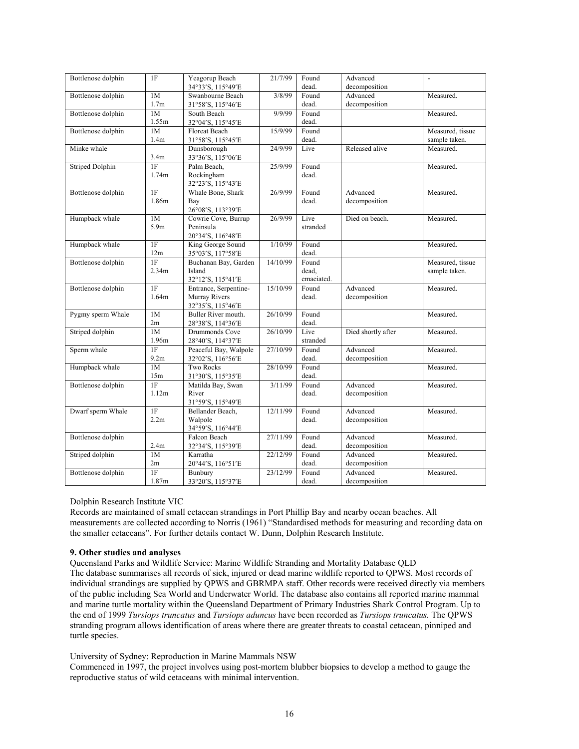| Bottlenose dolphin | 1F | Yeagorup Beach 34°33′S, 115°49′E | 21/7/99 | Found dead. | Advanced decomposition | - |
|---|---|---|---|---|---|---|
| Bottlenose dolphin | 1M 1.7m | Swanbourne Beach 31°58′S, 115°46′E | 3/8/99 | Found dead. | Advanced decomposition | Measured. |
| Bottlenose dolphin | 1M 1.55m | South Beach 32°04′S, 115°45′E | 9/9/99 | Found dead. | | Measured. |
| Bottlenose dolphin | 1M 1.4m | Floreat Beach 31°58′S, 115°45′E | 15/9/99 | Found dead. | | Measured, tissue sample taken. |
| Minke whale | 3.4m | Dunsborough 33°36′S, 115°06′E | 24/9/99 | Live | Released alive | Measured. |
| Striped Dolphin | 1F 1.74m | Palm Beach, Rockingham 32°23′S, 115°43′E | 25/9/99 | Found dead. | | Measured. |
| Bottlenose dolphin | 1F 1.86m | Whale Bone, Shark Bay 26°08′S, 113°39′E | 26/9/99 | Found dead. | Advanced decomposition | Measured. |
| Humpback whale | 1M 5.9m | Cowrie Cove, Burrup Peninsula 20°34′S, 116°48′E | 26/9/99 | Live stranded | Died on beach. | Measured. |
| Humpback whale | 1F 12m | King George Sound 35°03′S, 117°58′E | 1/10/99 | Found dead. | | Measured. |
| Bottlenose dolphin | 1F 2.34m | Buchanan Bay, Garden Island 32°12′S, 115°41′E | 14/10/99 | Found dead, emaciated. | | Measured, tissue sample taken. |
| Bottlenose dolphin | 1F 1.64m | Entrance, Serpentine-Murray Rivers 32°35′S, 115°46′E | 15/10/99 | Found dead. | Advanced decomposition | Measured. |
| Pygmy sperm Whale | 1M 2m | Buller River mouth. 28°38′S, 114°36′E | 26/10/99 | Found dead. | | Measured. |
| Striped dolphin | 1M 1.96m | Drummonds Cove 28°40′S, 114°37′E | 26/10/99 | Live stranded | Died shortly after | Measured. |
| Sperm whale | 1F 9.2m | Peaceful Bay, Walpole 32°02′S, 116°56′E | 27/10/99 | Found dead. | Advanced decomposition | Measured. |
| Humpback whale | 1M 15m | Two Rocks 31°30′S, 115°35′E | 28/10/99 | Found dead. | | Measured. |
| Bottlenose dolphin | 1F 1.12m | Matilda Bay, Swan River 31°59′S, 115°49′E | 3/11/99 | Found dead. | Advanced decomposition | Measured. |
| Dwarf sperm Whale | 1F 2.2m | Bellander Beach, Walpole 34°59′S, 116°44′E | 12/11/99 | Found dead. | Advanced decomposition | Measured. |
| Bottlenose dolphin | 2.4m | Falcon Beach 32°34′S, 115°39′E | 27/11/99 | Found dead. | Advanced decomposition | Measured. |
| Striped dolphin | 1M 2m | Karratha 20°44′S, 116°51′E | 22/12/99 | Found dead. | Advanced decomposition | Measured. |
| Bottlenose dolphin | 1F 1.87m | Bunbury 33°20′S, 115°37′E | 23/12/99 | Found dead. | Advanced decomposition | Measured. |

Dolphin Research Institute VIC

Records are maintained of small cetacean strandings in Port Phillip Bay and nearby ocean beaches. All measurements are collected according to Norris (1961) "Standardised methods for measuring and recording data on the smaller cetaceans". For further details contact W. Dunn, Dolphin Research Institute.

**9. Other studies and analyses**

Queensland Parks and Wildlife Service: Marine Wildlife Stranding and Mortality Database QLD

The database summarises all records of sick, injured or dead marine wildlife reported to QPWS. Most records of individual strandings are supplied by QPWS and GBRMPA staff. Other records were received directly via members of the public including Sea World and Underwater World. The database also contains all reported marine mammal and marine turtle mortality within the Queensland Department of Primary Industries Shark Control Program. Up to the end of 1999 *Tursiops truncatus* and *Tursiops aduncus* have been recorded as *Tursiops truncatus.* The QPWS stranding program allows identification of areas where there are greater threats to coastal cetacean, pinniped and turtle species.

University of Sydney: Reproduction in Marine Mammals NSW

Commenced in 1997, the project involves using post-mortem blubber biopsies to develop a method to gauge the reproductive status of wild cetaceans with minimal intervention.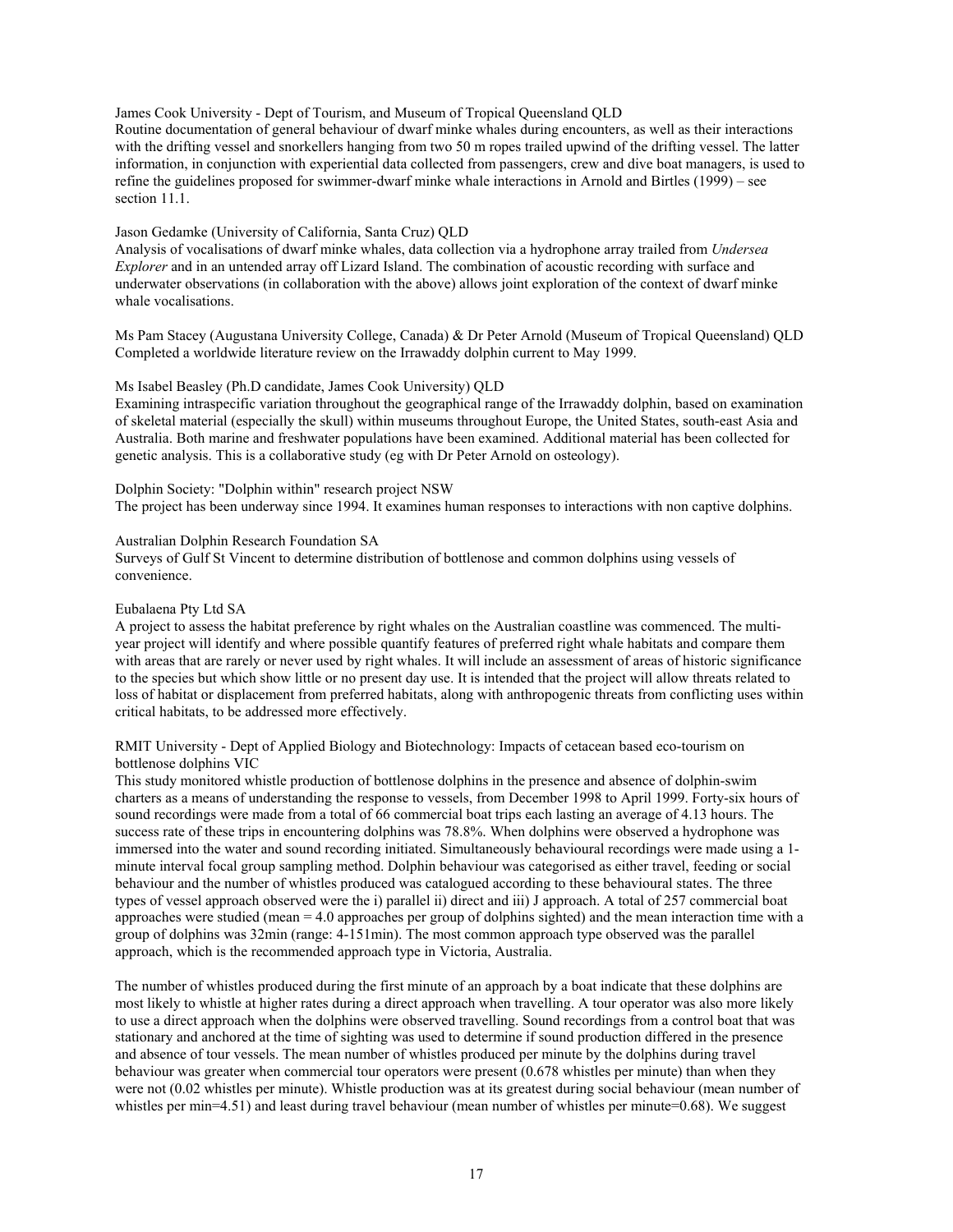James Cook University - Dept of Tourism, and Museum of Tropical Queensland QLD
Routine documentation of general behaviour of dwarf minke whales during encounters, as well as their interactions with the drifting vessel and snorkellers hanging from two 50 m ropes trailed upwind of the drifting vessel. The latter information, in conjunction with experiential data collected from passengers, crew and dive boat managers, is used to refine the guidelines proposed for swimmer-dwarf minke whale interactions in Arnold and Birtles (1999) – see section 11.1.

Jason Gedamke (University of California, Santa Cruz) QLD
Analysis of vocalisations of dwarf minke whales, data collection via a hydrophone array trailed from *Undersea Explorer* and in an untended array off Lizard Island. The combination of acoustic recording with surface and underwater observations (in collaboration with the above) allows joint exploration of the context of dwarf minke whale vocalisations.

Ms Pam Stacey (Augustana University College, Canada) & Dr Peter Arnold (Museum of Tropical Queensland) QLD
Completed a worldwide literature review on the Irrawaddy dolphin current to May 1999.

Ms Isabel Beasley (Ph.D candidate, James Cook University) QLD
Examining intraspecific variation throughout the geographical range of the Irrawaddy dolphin, based on examination of skeletal material (especially the skull) within museums throughout Europe, the United States, south-east Asia and Australia. Both marine and freshwater populations have been examined. Additional material has been collected for genetic analysis. This is a collaborative study (eg with Dr Peter Arnold on osteology).

Dolphin Society: "Dolphin within" research project NSW
The project has been underway since 1994. It examines human responses to interactions with non captive dolphins.

Australian Dolphin Research Foundation SA
Surveys of Gulf St Vincent to determine distribution of bottlenose and common dolphins using vessels of convenience.

Eubalaena Pty Ltd SA
A project to assess the habitat preference by right whales on the Australian coastline was commenced. The multi-year project will identify and where possible quantify features of preferred right whale habitats and compare them with areas that are rarely or never used by right whales. It will include an assessment of areas of historic significance to the species but which show little or no present day use. It is intended that the project will allow threats related to loss of habitat or displacement from preferred habitats, along with anthropogenic threats from conflicting uses within critical habitats, to be addressed more effectively.

RMIT University - Dept of Applied Biology and Biotechnology: Impacts of cetacean based eco-tourism on bottlenose dolphins VIC
This study monitored whistle production of bottlenose dolphins in the presence and absence of dolphin-swim charters as a means of understanding the response to vessels, from December 1998 to April 1999. Forty-six hours of sound recordings were made from a total of 66 commercial boat trips each lasting an average of 4.13 hours. The success rate of these trips in encountering dolphins was 78.8%. When dolphins were observed a hydrophone was immersed into the water and sound recording initiated. Simultaneously behavioural recordings were made using a 1-minute interval focal group sampling method. Dolphin behaviour was categorised as either travel, feeding or social behaviour and the number of whistles produced was catalogued according to these behavioural states. The three types of vessel approach observed were the i) parallel ii) direct and iii) J approach. A total of 257 commercial boat approaches were studied (mean = 4.0 approaches per group of dolphins sighted) and the mean interaction time with a group of dolphins was 32min (range: 4-151min). The most common approach type observed was the parallel approach, which is the recommended approach type in Victoria, Australia.

The number of whistles produced during the first minute of an approach by a boat indicate that these dolphins are most likely to whistle at higher rates during a direct approach when travelling. A tour operator was also more likely to use a direct approach when the dolphins were observed travelling. Sound recordings from a control boat that was stationary and anchored at the time of sighting was used to determine if sound production differed in the presence and absence of tour vessels. The mean number of whistles produced per minute by the dolphins during travel behaviour was greater when commercial tour operators were present (0.678 whistles per minute) than when they were not (0.02 whistles per minute). Whistle production was at its greatest during social behaviour (mean number of whistles per min=4.51) and least during travel behaviour (mean number of whistles per minute=0.68). We suggest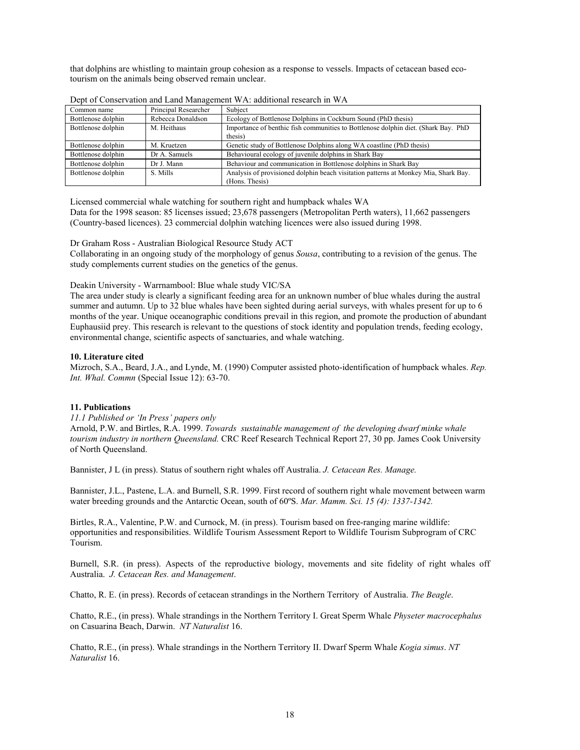that dolphins are whistling to maintain group cohesion as a response to vessels. Impacts of cetacean based eco-tourism on the animals being observed remain unclear.

Dept of Conservation and Land Management WA: additional research in WA

| Common name | Principal Researcher | Subject |
|---|---|---|
| Bottlenose dolphin | Rebecca Donaldson | Ecology of Bottlenose Dolphins in Cockburn Sound (PhD thesis) |
| Bottlenose dolphin | M. Heithaus | Importance of benthic fish communities to Bottlenose dolphin diet. (Shark Bay. PhD thesis) |
| Bottlenose dolphin | M. Kruetzen | Genetic study of Bottlenose Dolphins along WA coastline (PhD thesis) |
| Bottlenose dolphin | Dr A. Samuels | Behavioural ecology of juvenile dolphins in Shark Bay |
| Bottlenose dolphin | Dr J. Mann | Behaviour and communication in Bottlenose dolphins in Shark Bay |
| Bottlenose dolphin | S. Mills | Analysis of provisioned dolphin beach visitation patterns at Monkey Mia, Shark Bay. (Hons. Thesis) |

Licensed commercial whale watching for southern right and humpback whales WA
Data for the 1998 season: 85 licenses issued; 23,678 passengers (Metropolitan Perth waters), 11,662 passengers (Country-based licences). 23 commercial dolphin watching licences were also issued during 1998.

Dr Graham Ross - Australian Biological Resource Study ACT
Collaborating in an ongoing study of the morphology of genus *Sousa*, contributing to a revision of the genus. The study complements current studies on the genetics of the genus.

Deakin University - Warrnambool: Blue whale study VIC/SA
The area under study is clearly a significant feeding area for an unknown number of blue whales during the austral summer and autumn. Up to 32 blue whales have been sighted during aerial surveys, with whales present for up to 6 months of the year. Unique oceanographic conditions prevail in this region, and promote the production of abundant Euphausiid prey. This research is relevant to the questions of stock identity and population trends, feeding ecology, environmental change, scientific aspects of sanctuaries, and whale watching.

**10. Literature cited**

Mizroch, S.A., Beard, J.A., and Lynde, M. (1990) Computer assisted photo-identification of humpback whales. *Rep. Int. Whal. Commn* (Special Issue 12): 63-70.

**11. Publications**

*11.1 Published or 'In Press' papers only*

Arnold, P.W. and Birtles, R.A. 1999. *Towards sustainable management of the developing dwarf minke whale tourism industry in northern Queensland.* CRC Reef Research Technical Report 27, 30 pp. James Cook University of North Queensland.

Bannister, J L (in press). Status of southern right whales off Australia. *J. Cetacean Res. Manage.*

Bannister, J.L., Pastene, L.A. and Burnell, S.R. 1999. First record of southern right whale movement between warm water breeding grounds and the Antarctic Ocean, south of 60ºS. *Mar. Mamm. Sci. 15 (4): 1337-1342.*

Birtles, R.A., Valentine, P.W. and Curnock, M. (in press). Tourism based on free-ranging marine wildlife: opportunities and responsibilities. Wildlife Tourism Assessment Report to Wildlife Tourism Subprogram of CRC Tourism.

Burnell, S.R. (in press). Aspects of the reproductive biology, movements and site fidelity of right whales off Australia. *J. Cetacean Res. and Management*.

Chatto, R. E. (in press). Records of cetacean strandings in the Northern Territory of Australia. *The Beagle*.

Chatto, R.E., (in press). Whale strandings in the Northern Territory I. Great Sperm Whale *Physeter macrocephalus* on Casuarina Beach, Darwin. *NT Naturalist* 16.

Chatto, R.E., (in press). Whale strandings in the Northern Territory II. Dwarf Sperm Whale *Kogia simus*. *NT Naturalist* 16.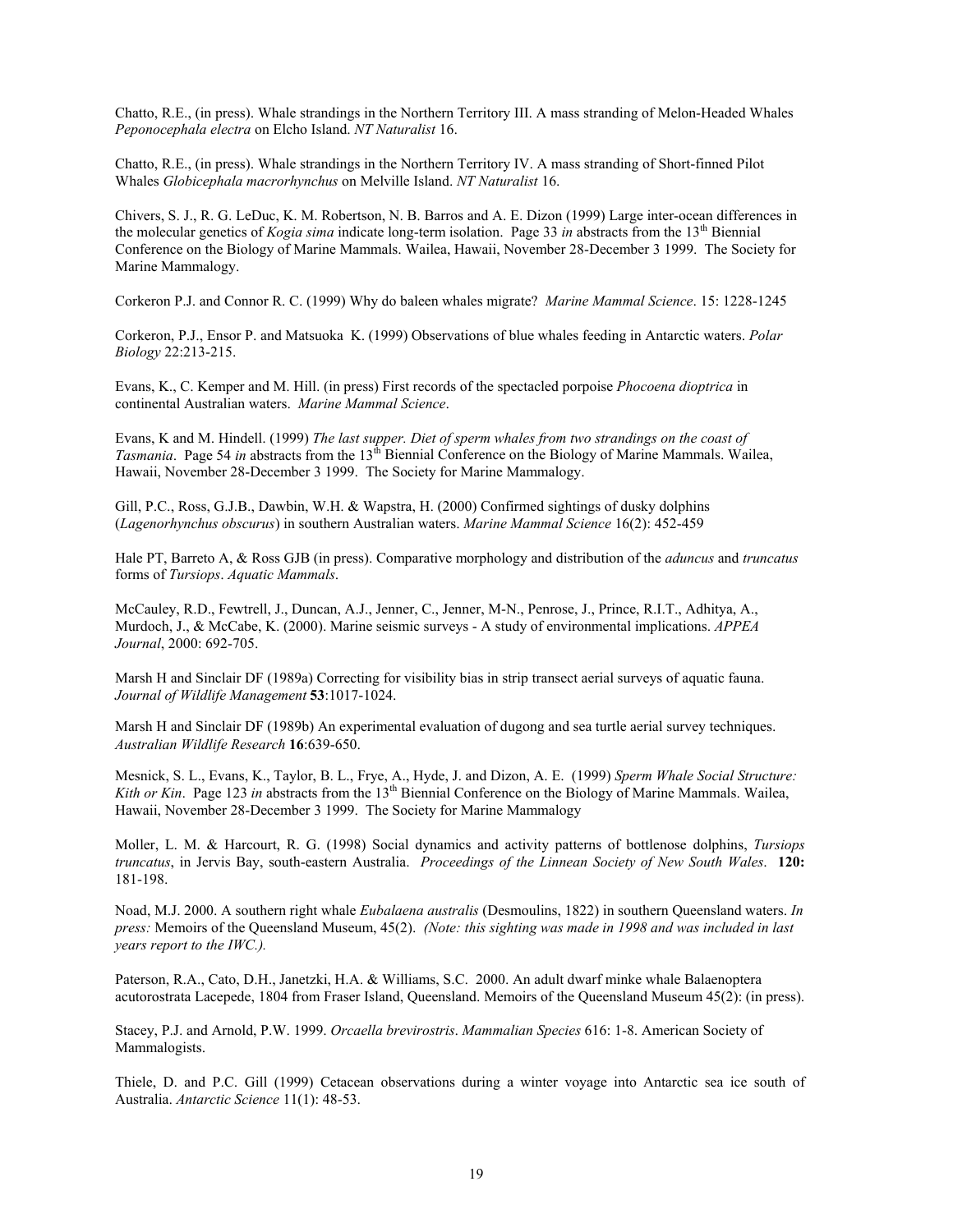Chatto, R.E., (in press). Whale strandings in the Northern Territory III. A mass stranding of Melon-Headed Whales *Peponocephala electra* on Elcho Island. *NT Naturalist* 16.

Chatto, R.E., (in press). Whale strandings in the Northern Territory IV. A mass stranding of Short-finned Pilot Whales *Globicephala macrorhynchus* on Melville Island. *NT Naturalist* 16.

Chivers, S. J., R. G. LeDuc, K. M. Robertson, N. B. Barros and A. E. Dizon (1999) Large inter-ocean differences in the molecular genetics of *Kogia sima* indicate long-term isolation. Page 33 *in* abstracts from the 13th Biennial Conference on the Biology of Marine Mammals. Wailea, Hawaii, November 28-December 3 1999. The Society for Marine Mammalogy.

Corkeron P.J. and Connor R. C. (1999) Why do baleen whales migrate? *Marine Mammal Science*. 15: 1228-1245

Corkeron, P.J., Ensor P. and Matsuoka K. (1999) Observations of blue whales feeding in Antarctic waters. *Polar Biology* 22:213-215.

Evans, K., C. Kemper and M. Hill. (in press) First records of the spectacled porpoise *Phocoena dioptrica* in continental Australian waters. *Marine Mammal Science*.

Evans, K and M. Hindell. (1999) *The last supper. Diet of sperm whales from two strandings on the coast of Tasmania*. Page 54 *in* abstracts from the 13th Biennial Conference on the Biology of Marine Mammals. Wailea, Hawaii, November 28-December 3 1999. The Society for Marine Mammalogy.

Gill, P.C., Ross, G.J.B., Dawbin, W.H. & Wapstra, H. (2000) Confirmed sightings of dusky dolphins (*Lagenorhynchus obscurus*) in southern Australian waters. *Marine Mammal Science* 16(2): 452-459

Hale PT, Barreto A, & Ross GJB (in press). Comparative morphology and distribution of the *aduncus* and *truncatus* forms of *Tursiops*. *Aquatic Mammals*.

McCauley, R.D., Fewtrell, J., Duncan, A.J., Jenner, C., Jenner, M-N., Penrose, J., Prince, R.I.T., Adhitya, A., Murdoch, J., & McCabe, K. (2000). Marine seismic surveys - A study of environmental implications. *APPEA Journal*, 2000: 692-705.

Marsh H and Sinclair DF (1989a) Correcting for visibility bias in strip transect aerial surveys of aquatic fauna. *Journal of Wildlife Management* **53**:1017-1024.

Marsh H and Sinclair DF (1989b) An experimental evaluation of dugong and sea turtle aerial survey techniques. *Australian Wildlife Research* **16**:639-650.

Mesnick, S. L., Evans, K., Taylor, B. L., Frye, A., Hyde, J. and Dizon, A. E. (1999) *Sperm Whale Social Structure: Kith or Kin*. Page 123 *in* abstracts from the 13th Biennial Conference on the Biology of Marine Mammals. Wailea, Hawaii, November 28-December 3 1999. The Society for Marine Mammalogy

Moller, L. M. & Harcourt, R. G. (1998) Social dynamics and activity patterns of bottlenose dolphins, *Tursiops truncatus*, in Jervis Bay, south-eastern Australia. *Proceedings of the Linnean Society of New South Wales*. **120:** 181-198.

Noad, M.J. 2000. A southern right whale *Eubalaena australis* (Desmoulins, 1822) in southern Queensland waters. *In press:* Memoirs of the Queensland Museum, 45(2). *(Note: this sighting was made in 1998 and was included in last years report to the IWC.).*

Paterson, R.A., Cato, D.H., Janetzki, H.A. & Williams, S.C. 2000. An adult dwarf minke whale Balaenoptera acutorostrata Lacepede, 1804 from Fraser Island, Queensland. Memoirs of the Queensland Museum 45(2): (in press).

Stacey, P.J. and Arnold, P.W. 1999. *Orcaella brevirostris*. *Mammalian Species* 616: 1-8. American Society of Mammalogists.

Thiele, D. and P.C. Gill (1999) Cetacean observations during a winter voyage into Antarctic sea ice south of Australia. *Antarctic Science* 11(1): 48-53.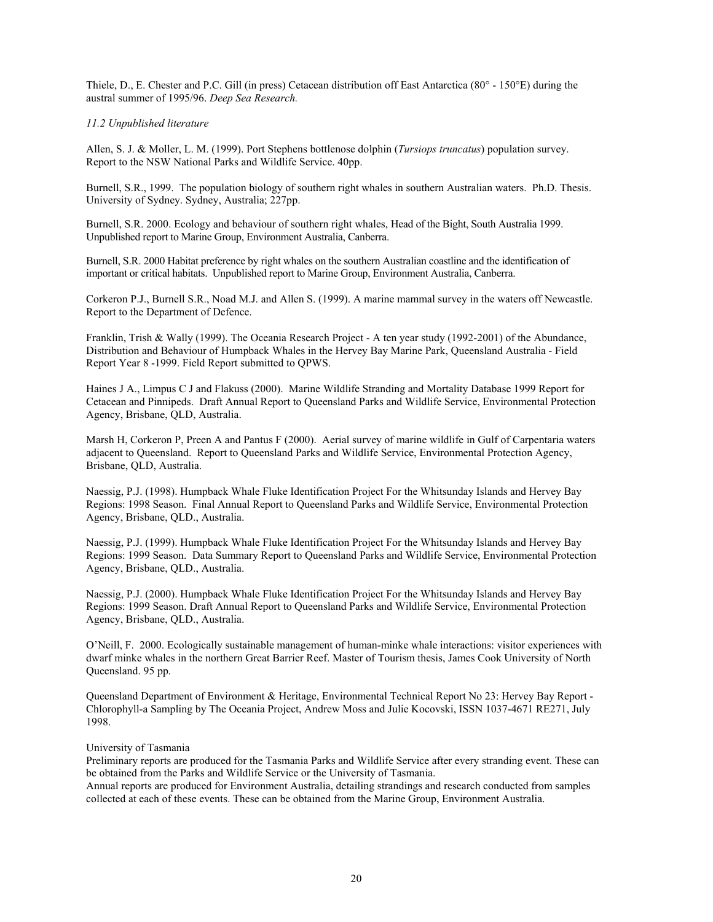Thiele, D., E. Chester and P.C. Gill (in press) Cetacean distribution off East Antarctica (80° - 150°E) during the austral summer of 1995/96. *Deep Sea Research.*

*11.2 Unpublished literature*

Allen, S. J. & Moller, L. M. (1999). Port Stephens bottlenose dolphin (*Tursiops truncatus*) population survey. Report to the NSW National Parks and Wildlife Service. 40pp.

Burnell, S.R., 1999. The population biology of southern right whales in southern Australian waters. Ph.D. Thesis. University of Sydney. Sydney, Australia; 227pp.

Burnell, S.R. 2000. Ecology and behaviour of southern right whales, Head of the Bight, South Australia 1999. Unpublished report to Marine Group, Environment Australia, Canberra.

Burnell, S.R. 2000 Habitat preference by right whales on the southern Australian coastline and the identification of important or critical habitats. Unpublished report to Marine Group, Environment Australia, Canberra.

Corkeron P.J., Burnell S.R., Noad M.J. and Allen S. (1999). A marine mammal survey in the waters off Newcastle. Report to the Department of Defence.

Franklin, Trish & Wally (1999). The Oceania Research Project - A ten year study (1992-2001) of the Abundance, Distribution and Behaviour of Humpback Whales in the Hervey Bay Marine Park, Queensland Australia - Field Report Year 8 -1999. Field Report submitted to QPWS.

Haines J A., Limpus C J and Flakuss (2000). Marine Wildlife Stranding and Mortality Database 1999 Report for Cetacean and Pinnipeds. Draft Annual Report to Queensland Parks and Wildlife Service, Environmental Protection Agency, Brisbane, QLD, Australia.

Marsh H, Corkeron P, Preen A and Pantus F (2000). Aerial survey of marine wildlife in Gulf of Carpentaria waters adjacent to Queensland. Report to Queensland Parks and Wildlife Service, Environmental Protection Agency, Brisbane, QLD, Australia.

Naessig, P.J. (1998). Humpback Whale Fluke Identification Project For the Whitsunday Islands and Hervey Bay Regions: 1998 Season. Final Annual Report to Queensland Parks and Wildlife Service, Environmental Protection Agency, Brisbane, QLD., Australia.

Naessig, P.J. (1999). Humpback Whale Fluke Identification Project For the Whitsunday Islands and Hervey Bay Regions: 1999 Season. Data Summary Report to Queensland Parks and Wildlife Service, Environmental Protection Agency, Brisbane, QLD., Australia.

Naessig, P.J. (2000). Humpback Whale Fluke Identification Project For the Whitsunday Islands and Hervey Bay Regions: 1999 Season. Draft Annual Report to Queensland Parks and Wildlife Service, Environmental Protection Agency, Brisbane, QLD., Australia.

O'Neill, F. 2000. Ecologically sustainable management of human-minke whale interactions: visitor experiences with dwarf minke whales in the northern Great Barrier Reef. Master of Tourism thesis, James Cook University of North Queensland. 95 pp.

Queensland Department of Environment & Heritage, Environmental Technical Report No 23: Hervey Bay Report - Chlorophyll-a Sampling by The Oceania Project, Andrew Moss and Julie Kocovski, ISSN 1037-4671 RE271, July 1998.

University of Tasmania
Preliminary reports are produced for the Tasmania Parks and Wildlife Service after every stranding event. These can be obtained from the Parks and Wildlife Service or the University of Tasmania.
Annual reports are produced for Environment Australia, detailing strandings and research conducted from samples collected at each of these events. These can be obtained from the Marine Group, Environment Australia.